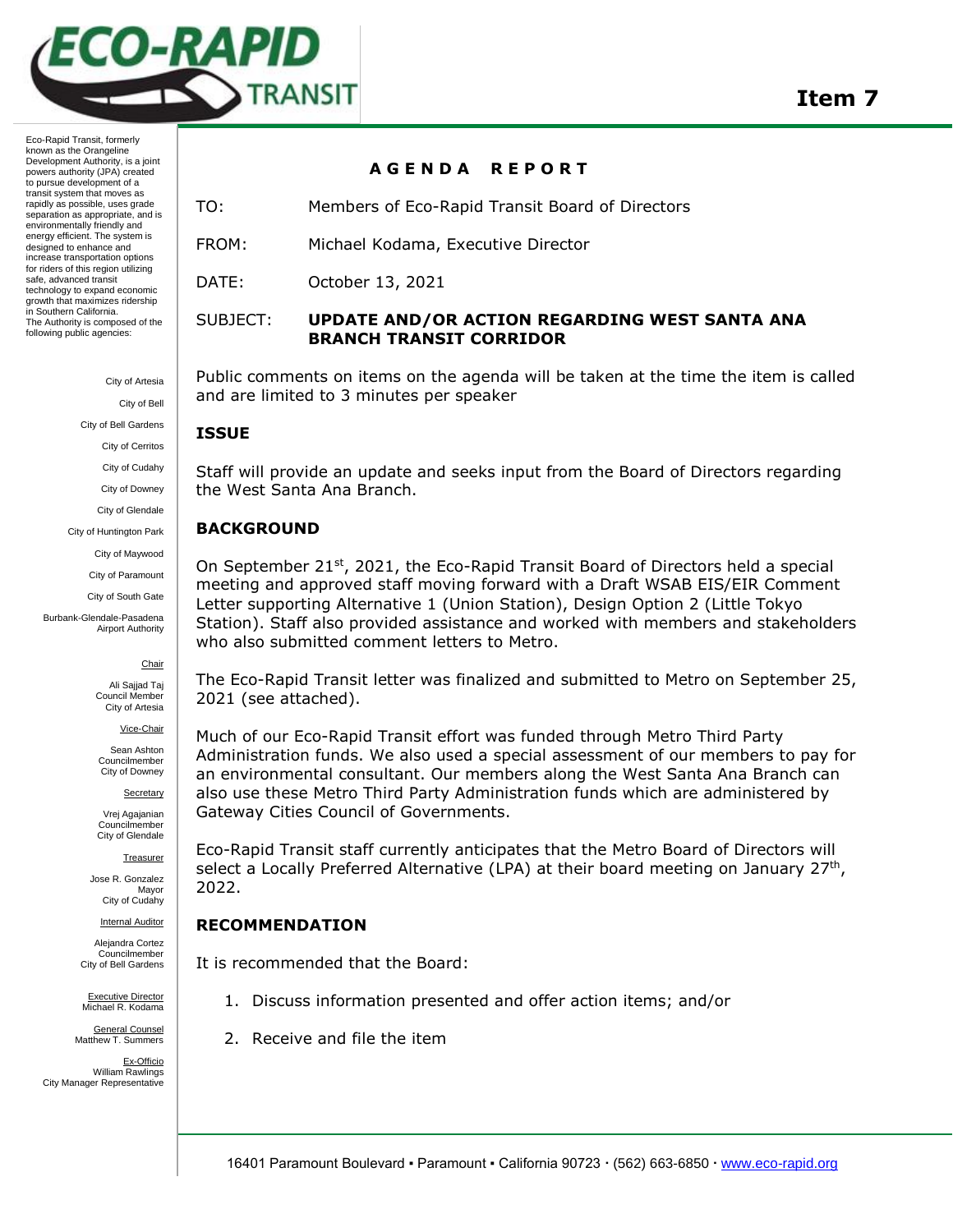# Item 7

Eco-Rapid Transit, formerly known as the Orangeline Development Authority, is a joint powers authority (JPA) created to pursue development of a transit system that moves as rapidly as possible, uses grade separation as appropriate, and is environmentally friendly and energy efficient. The system is designed to enhance and increase transportation options for riders of this region utilizing safe, advanced transit technology to expand economic growth that maximizes ridership in Southern California.
The Authority is composed of the following public agencies:

City of Artesia
City of Bell
City of Bell Gardens
City of Cerritos
City of Cudahy
City of Downey
City of Glendale
City of Huntington Park
City of Maywood
City of Paramount
City of South Gate
Burbank-Glendale-Pasadena Airport Authority

Chair
Ali Sajjad Taj
Council Member
City of Artesia

Vice-Chair
Sean Ashton
Councilmember
City of Downey

Secretary
Vrej Agajanian
Councilmember
City of Glendale

Treasurer
Jose R. Gonzalez
Mayor
City of Cudahy

Internal Auditor
Alejandra Cortez
Councilmember
City of Bell Gardens

Executive Director
Michael R. Kodama

General Counsel
Matthew T. Summers

Ex-Officio
William Rawlings
City Manager Representative

## AGENDA REPORT

TO: Members of Eco-Rapid Transit Board of Directors

FROM: Michael Kodama, Executive Director

DATE: October 13, 2021

SUBJECT: **UPDATE AND/OR ACTION REGARDING WEST SANTA ANA BRANCH TRANSIT CORRIDOR**

Public comments on items on the agenda will be taken at the time the item is called and are limited to 3 minutes per speaker

### ISSUE

Staff will provide an update and seeks input from the Board of Directors regarding the West Santa Ana Branch.

### BACKGROUND

On September 21st, 2021, the Eco-Rapid Transit Board of Directors held a special meeting and approved staff moving forward with a Draft WSAB EIS/EIR Comment Letter supporting Alternative 1 (Union Station), Design Option 2 (Little Tokyo Station). Staff also provided assistance and worked with members and stakeholders who also submitted comment letters to Metro.

The Eco-Rapid Transit letter was finalized and submitted to Metro on September 25, 2021 (see attached).

Much of our Eco-Rapid Transit effort was funded through Metro Third Party Administration funds. We also used a special assessment of our members to pay for an environmental consultant. Our members along the West Santa Ana Branch can also use these Metro Third Party Administration funds which are administered by Gateway Cities Council of Governments.

Eco-Rapid Transit staff currently anticipates that the Metro Board of Directors will select a Locally Preferred Alternative (LPA) at their board meeting on January 27th, 2022.

### RECOMMENDATION

It is recommended that the Board:

1. Discuss information presented and offer action items; and/or
2. Receive and file the item

16401 Paramount Boulevard ▪ Paramount ▪ California 90723 · (562) 663-6850 · www.eco-rapid.org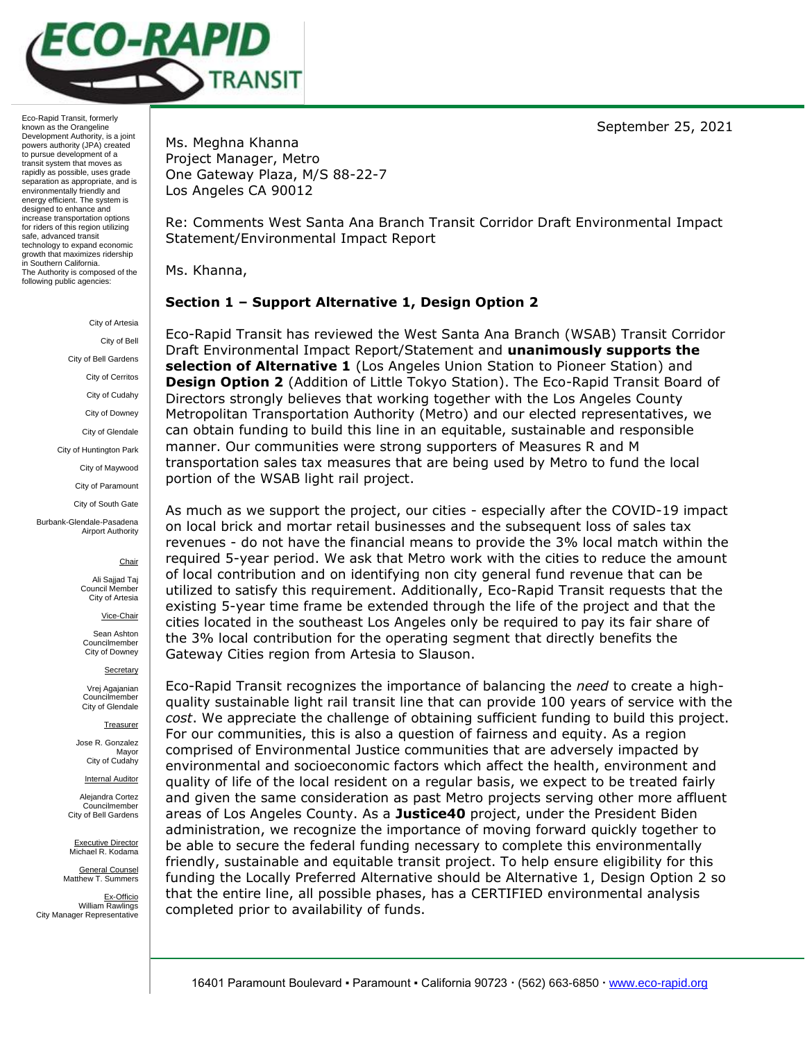# ECO-RAPID TRANSIT

Eco-Rapid Transit, formerly known as the Orangeline Development Authority, is a joint powers authority (JPA) created to pursue development of a transit system that moves as rapidly as possible, uses grade separation as appropriate, and is environmentally friendly and energy efficient. The system is designed to enhance and increase transportation options for riders of this region utilizing safe, advanced transit technology to expand economic growth that maximizes ridership in Southern California. The Authority is composed of the following public agencies:

City of Artesia
City of Bell
City of Bell Gardens
City of Cerritos
City of Cudahy
City of Downey
City of Glendale
City of Huntington Park
City of Maywood
City of Paramount
City of South Gate
Burbank-Glendale-Pasadena Airport Authority

Chair
Ali Sajjad Taj
Council Member
City of Artesia

Vice-Chair
Sean Ashton
Councilmember
City of Downey

Secretary
Vrej Agajanian
Councilmember
City of Glendale

Treasurer
Jose R. Gonzalez
Mayor
City of Cudahy

Internal Auditor
Alejandra Cortez
Councilmember
City of Bell Gardens

Executive Director
Michael R. Kodama

General Counsel
Matthew T. Summers

Ex-Officio
William Rawlings
City Manager Representative

September 25, 2021

Ms. Meghna Khanna
Project Manager, Metro
One Gateway Plaza, M/S 88-22-7
Los Angeles CA 90012

Re: Comments West Santa Ana Branch Transit Corridor Draft Environmental Impact Statement/Environmental Impact Report

Ms. Khanna,

## Section 1 – Support Alternative 1, Design Option 2

Eco-Rapid Transit has reviewed the West Santa Ana Branch (WSAB) Transit Corridor Draft Environmental Impact Report/Statement and **unanimously supports the selection of Alternative 1** (Los Angeles Union Station to Pioneer Station) and **Design Option 2** (Addition of Little Tokyo Station). The Eco-Rapid Transit Board of Directors strongly believes that working together with the Los Angeles County Metropolitan Transportation Authority (Metro) and our elected representatives, we can obtain funding to build this line in an equitable, sustainable and responsible manner. Our communities were strong supporters of Measures R and M transportation sales tax measures that are being used by Metro to fund the local portion of the WSAB light rail project.

As much as we support the project, our cities - especially after the COVID-19 impact on local brick and mortar retail businesses and the subsequent loss of sales tax revenues - do not have the financial means to provide the 3% local match within the required 5-year period. We ask that Metro work with the cities to reduce the amount of local contribution and on identifying non city general fund revenue that can be utilized to satisfy this requirement. Additionally, Eco-Rapid Transit requests that the existing 5-year time frame be extended through the life of the project and that the cities located in the southeast Los Angeles only be required to pay its fair share of the 3% local contribution for the operating segment that directly benefits the Gateway Cities region from Artesia to Slauson.

Eco-Rapid Transit recognizes the importance of balancing the *need* to create a high-quality sustainable light rail transit line that can provide 100 years of service with the *cost*. We appreciate the challenge of obtaining sufficient funding to build this project. For our communities, this is also a question of fairness and equity. As a region comprised of Environmental Justice communities that are adversely impacted by environmental and socioeconomic factors which affect the health, environment and quality of life of the local resident on a regular basis, we expect to be treated fairly and given the same consideration as past Metro projects serving other more affluent areas of Los Angeles County. As a **Justice40** project, under the President Biden administration, we recognize the importance of moving forward quickly together to be able to secure the federal funding necessary to complete this environmentally friendly, sustainable and equitable transit project. To help ensure eligibility for this funding the Locally Preferred Alternative should be Alternative 1, Design Option 2 so that the entire line, all possible phases, has a CERTIFIED environmental analysis completed prior to availability of funds.

16401 Paramount Boulevard ▪ Paramount ▪ California 90723 · (562) 663-6850 · www.eco-rapid.org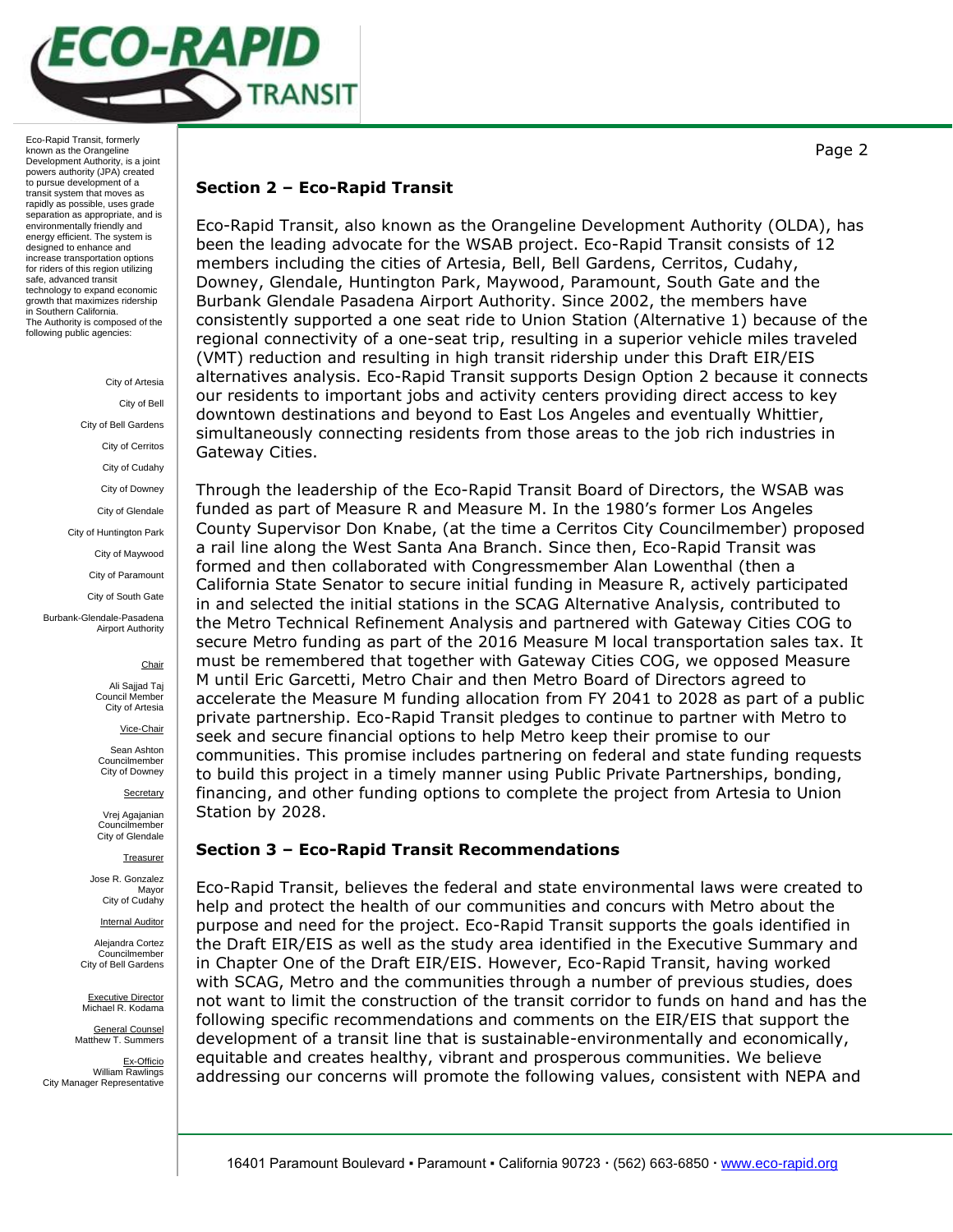Eco-Rapid Transit, formerly known as the Orangeline Development Authority, is a joint powers authority (JPA) created to pursue development of a transit system that moves as rapidly as possible, uses grade separation as appropriate, and is environmentally friendly and energy efficient. The system is designed to enhance and increase transportation options for riders of this region utilizing safe, advanced transit technology to expand economic growth that maximizes ridership in Southern California. The Authority is composed of the following public agencies:

City of Artesia
City of Bell
City of Bell Gardens
City of Cerritos
City of Cudahy
City of Downey
City of Glendale
City of Huntington Park
City of Maywood
City of Paramount
City of South Gate
Burbank-Glendale-Pasadena Airport Authority

Chair
Ali Sajjad Taj
Council Member
City of Artesia

Vice-Chair
Sean Ashton
Councilmember
City of Downey

Secretary
Vrej Agajanian
Councilmember
City of Glendale

Treasurer
Jose R. Gonzalez
Mayor
City of Cudahy

Internal Auditor
Alejandra Cortez
Councilmember
City of Bell Gardens

Executive Director
Michael R. Kodama

General Counsel
Matthew T. Summers

Ex-Officio
William Rawlings
City Manager Representative

## Section 2 – Eco-Rapid Transit

Eco-Rapid Transit, also known as the Orangeline Development Authority (OLDA), has been the leading advocate for the WSAB project. Eco-Rapid Transit consists of 12 members including the cities of Artesia, Bell, Bell Gardens, Cerritos, Cudahy, Downey, Glendale, Huntington Park, Maywood, Paramount, South Gate and the Burbank Glendale Pasadena Airport Authority. Since 2002, the members have consistently supported a one seat ride to Union Station (Alternative 1) because of the regional connectivity of a one-seat trip, resulting in a superior vehicle miles traveled (VMT) reduction and resulting in high transit ridership under this Draft EIR/EIS alternatives analysis. Eco-Rapid Transit supports Design Option 2 because it connects our residents to important jobs and activity centers providing direct access to key downtown destinations and beyond to East Los Angeles and eventually Whittier, simultaneously connecting residents from those areas to the job rich industries in Gateway Cities.

Through the leadership of the Eco-Rapid Transit Board of Directors, the WSAB was funded as part of Measure R and Measure M. In the 1980's former Los Angeles County Supervisor Don Knabe, (at the time a Cerritos City Councilmember) proposed a rail line along the West Santa Ana Branch. Since then, Eco-Rapid Transit was formed and then collaborated with Congressmember Alan Lowenthal (then a California State Senator to secure initial funding in Measure R, actively participated in and selected the initial stations in the SCAG Alternative Analysis, contributed to the Metro Technical Refinement Analysis and partnered with Gateway Cities COG to secure Metro funding as part of the 2016 Measure M local transportation sales tax. It must be remembered that together with Gateway Cities COG, we opposed Measure M until Eric Garcetti, Metro Chair and then Metro Board of Directors agreed to accelerate the Measure M funding allocation from FY 2041 to 2028 as part of a public private partnership. Eco-Rapid Transit pledges to continue to partner with Metro to seek and secure financial options to help Metro keep their promise to our communities. This promise includes partnering on federal and state funding requests to build this project in a timely manner using Public Private Partnerships, bonding, financing, and other funding options to complete the project from Artesia to Union Station by 2028.

## Section 3 – Eco-Rapid Transit Recommendations

Eco-Rapid Transit, believes the federal and state environmental laws were created to help and protect the health of our communities and concurs with Metro about the purpose and need for the project. Eco-Rapid Transit supports the goals identified in the Draft EIR/EIS as well as the study area identified in the Executive Summary and in Chapter One of the Draft EIR/EIS. However, Eco-Rapid Transit, having worked with SCAG, Metro and the communities through a number of previous studies, does not want to limit the construction of the transit corridor to funds on hand and has the following specific recommendations and comments on the EIR/EIS that support the development of a transit line that is sustainable-environmentally and economically, equitable and creates healthy, vibrant and prosperous communities. We believe addressing our concerns will promote the following values, consistent with NEPA and

16401 Paramount Boulevard ▪ Paramount ▪ California 90723 · (562) 663-6850 · www.eco-rapid.org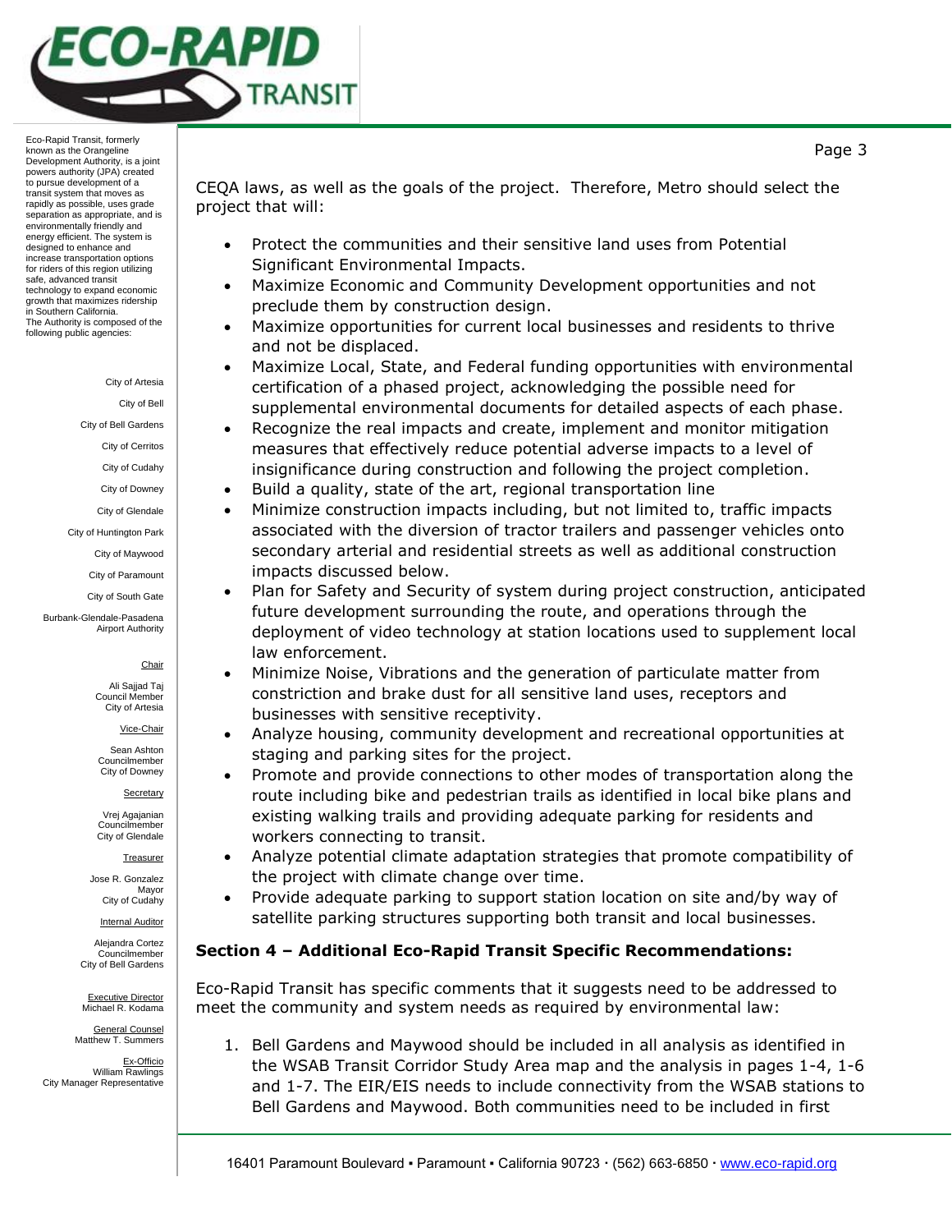CEQA laws, as well as the goals of the project. Therefore, Metro should select the project that will:

- Protect the communities and their sensitive land uses from Potential Significant Environmental Impacts.
- Maximize Economic and Community Development opportunities and not preclude them by construction design.
- Maximize opportunities for current local businesses and residents to thrive and not be displaced.
- Maximize Local, State, and Federal funding opportunities with environmental certification of a phased project, acknowledging the possible need for supplemental environmental documents for detailed aspects of each phase.
- Recognize the real impacts and create, implement and monitor mitigation measures that effectively reduce potential adverse impacts to a level of insignificance during construction and following the project completion.
- Build a quality, state of the art, regional transportation line
- Minimize construction impacts including, but not limited to, traffic impacts associated with the diversion of tractor trailers and passenger vehicles onto secondary arterial and residential streets as well as additional construction impacts discussed below.
- Plan for Safety and Security of system during project construction, anticipated future development surrounding the route, and operations through the deployment of video technology at station locations used to supplement local law enforcement.
- Minimize Noise, Vibrations and the generation of particulate matter from constriction and brake dust for all sensitive land uses, receptors and businesses with sensitive receptivity.
- Analyze housing, community development and recreational opportunities at staging and parking sites for the project.
- Promote and provide connections to other modes of transportation along the route including bike and pedestrian trails as identified in local bike plans and existing walking trails and providing adequate parking for residents and workers connecting to transit.
- Analyze potential climate adaptation strategies that promote compatibility of the project with climate change over time.
- Provide adequate parking to support station location on site and/by way of satellite parking structures supporting both transit and local businesses.

**Section 4 – Additional Eco-Rapid Transit Specific Recommendations:**

Eco-Rapid Transit has specific comments that it suggests need to be addressed to meet the community and system needs as required by environmental law:

1. Bell Gardens and Maywood should be included in all analysis as identified in the WSAB Transit Corridor Study Area map and the analysis in pages 1-4, 1-6 and 1-7. The EIR/EIS needs to include connectivity from the WSAB stations to Bell Gardens and Maywood. Both communities need to be included in first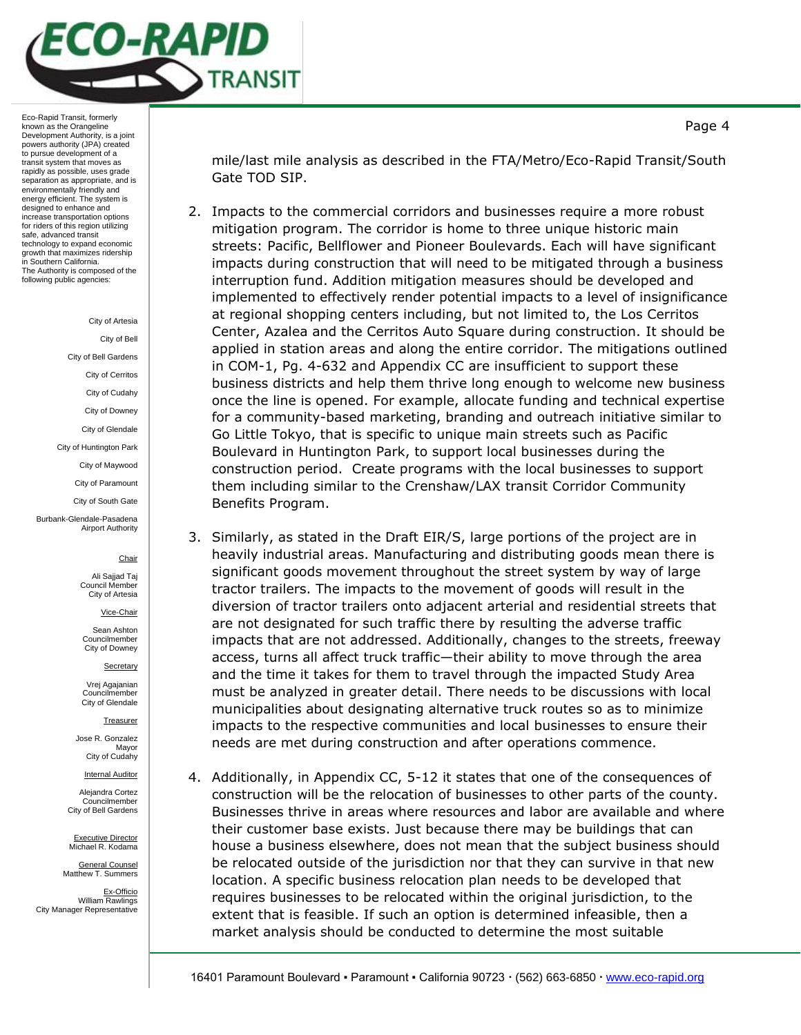mile/last mile analysis as described in the FTA/Metro/Eco-Rapid Transit/South Gate TOD SIP.

2. Impacts to the commercial corridors and businesses require a more robust mitigation program. The corridor is home to three unique historic main streets: Pacific, Bellflower and Pioneer Boulevards. Each will have significant impacts during construction that will need to be mitigated through a business interruption fund. Addition mitigation measures should be developed and implemented to effectively render potential impacts to a level of insignificance at regional shopping centers including, but not limited to, the Los Cerritos Center, Azalea and the Cerritos Auto Square during construction. It should be applied in station areas and along the entire corridor. The mitigations outlined in COM-1, Pg. 4-632 and Appendix CC are insufficient to support these business districts and help them thrive long enough to welcome new business once the line is opened. For example, allocate funding and technical expertise for a community-based marketing, branding and outreach initiative similar to Go Little Tokyo, that is specific to unique main streets such as Pacific Boulevard in Huntington Park, to support local businesses during the construction period. Create programs with the local businesses to support them including similar to the Crenshaw/LAX transit Corridor Community Benefits Program.

3. Similarly, as stated in the Draft EIR/S, large portions of the project are in heavily industrial areas. Manufacturing and distributing goods mean there is significant goods movement throughout the street system by way of large tractor trailers. The impacts to the movement of goods will result in the diversion of tractor trailers onto adjacent arterial and residential streets that are not designated for such traffic there by resulting the adverse traffic impacts that are not addressed. Additionally, changes to the streets, freeway access, turns all affect truck traffic—their ability to move through the area and the time it takes for them to travel through the impacted Study Area must be analyzed in greater detail. There needs to be discussions with local municipalities about designating alternative truck routes so as to minimize impacts to the respective communities and local businesses to ensure their needs are met during construction and after operations commence.

4. Additionally, in Appendix CC, 5-12 it states that one of the consequences of construction will be the relocation of businesses to other parts of the county. Businesses thrive in areas where resources and labor are available and where their customer base exists. Just because there may be buildings that can house a business elsewhere, does not mean that the subject business should be relocated outside of the jurisdiction nor that they can survive in that new location. A specific business relocation plan needs to be developed that requires businesses to be relocated within the original jurisdiction, to the extent that is feasible. If such an option is determined infeasible, then a market analysis should be conducted to determine the most suitable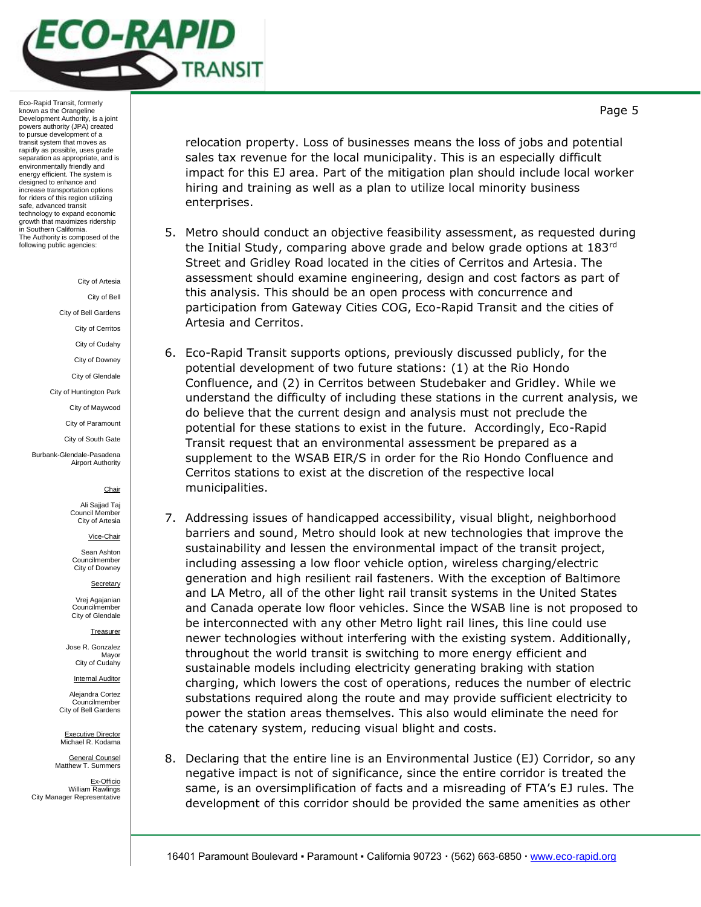relocation property. Loss of businesses means the loss of jobs and potential sales tax revenue for the local municipality. This is an especially difficult impact for this EJ area. Part of the mitigation plan should include local worker hiring and training as well as a plan to utilize local minority business enterprises.

5. Metro should conduct an objective feasibility assessment, as requested during the Initial Study, comparing above grade and below grade options at 183rd Street and Gridley Road located in the cities of Cerritos and Artesia. The assessment should examine engineering, design and cost factors as part of this analysis. This should be an open process with concurrence and participation from Gateway Cities COG, Eco-Rapid Transit and the cities of Artesia and Cerritos.

6. Eco-Rapid Transit supports options, previously discussed publicly, for the potential development of two future stations: (1) at the Rio Hondo Confluence, and (2) in Cerritos between Studebaker and Gridley. While we understand the difficulty of including these stations in the current analysis, we do believe that the current design and analysis must not preclude the potential for these stations to exist in the future. Accordingly, Eco-Rapid Transit request that an environmental assessment be prepared as a supplement to the WSAB EIR/S in order for the Rio Hondo Confluence and Cerritos stations to exist at the discretion of the respective local municipalities.

7. Addressing issues of handicapped accessibility, visual blight, neighborhood barriers and sound, Metro should look at new technologies that improve the sustainability and lessen the environmental impact of the transit project, including assessing a low floor vehicle option, wireless charging/electric generation and high resilient rail fasteners. With the exception of Baltimore and LA Metro, all of the other light rail transit systems in the United States and Canada operate low floor vehicles. Since the WSAB line is not proposed to be interconnected with any other Metro light rail lines, this line could use newer technologies without interfering with the existing system. Additionally, throughout the world transit is switching to more energy efficient and sustainable models including electricity generating braking with station charging, which lowers the cost of operations, reduces the number of electric substations required along the route and may provide sufficient electricity to power the station areas themselves. This also would eliminate the need for the catenary system, reducing visual blight and costs.

8. Declaring that the entire line is an Environmental Justice (EJ) Corridor, so any negative impact is not of significance, since the entire corridor is treated the same, is an oversimplification of facts and a misreading of FTA's EJ rules. The development of this corridor should be provided the same amenities as other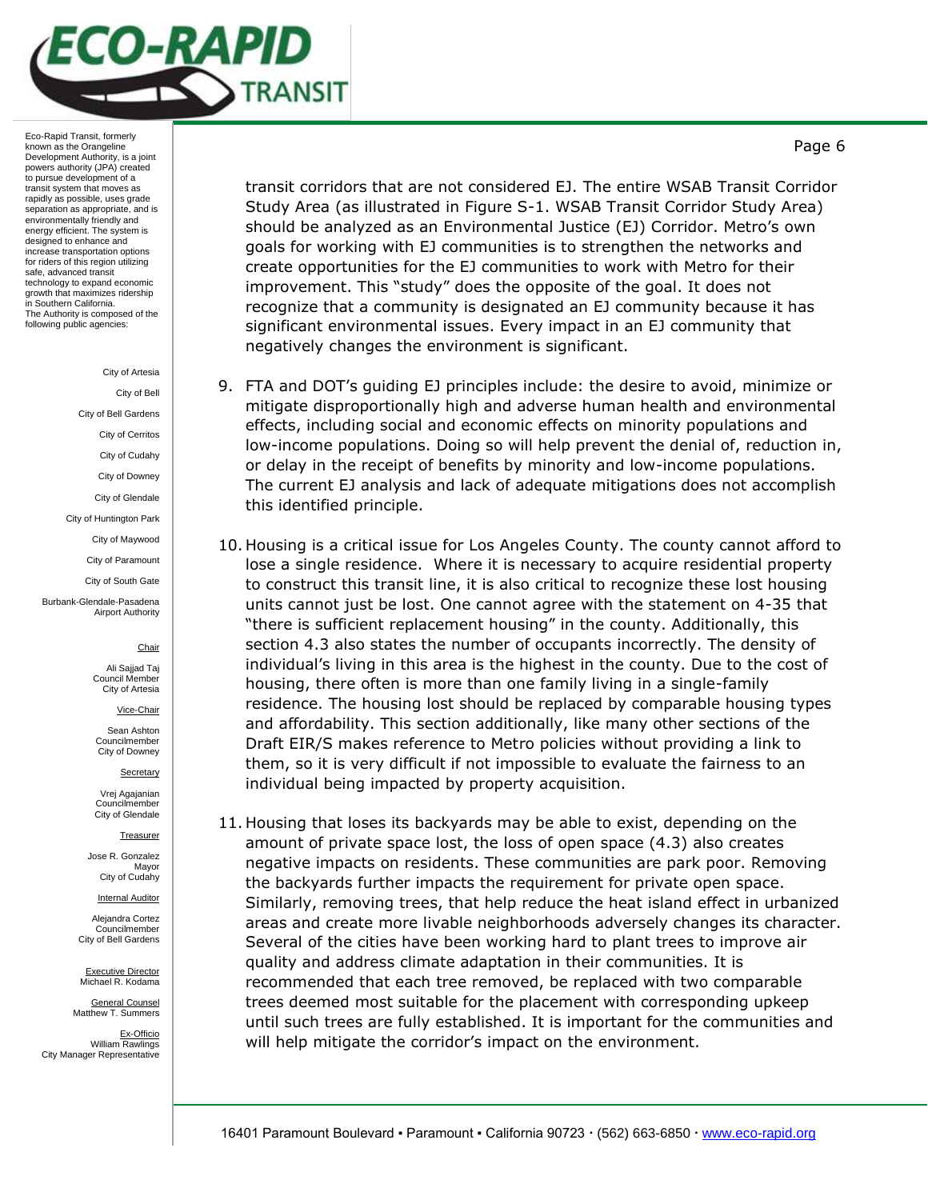transit corridors that are not considered EJ. The entire WSAB Transit Corridor Study Area (as illustrated in Figure S-1. WSAB Transit Corridor Study Area) should be analyzed as an Environmental Justice (EJ) Corridor. Metro's own goals for working with EJ communities is to strengthen the networks and create opportunities for the EJ communities to work with Metro for their improvement. This "study" does the opposite of the goal. It does not recognize that a community is designated an EJ community because it has significant environmental issues. Every impact in an EJ community that negatively changes the environment is significant.

9. FTA and DOT's guiding EJ principles include: the desire to avoid, minimize or mitigate disproportionally high and adverse human health and environmental effects, including social and economic effects on minority populations and low-income populations. Doing so will help prevent the denial of, reduction in, or delay in the receipt of benefits by minority and low-income populations. The current EJ analysis and lack of adequate mitigations does not accomplish this identified principle.

10. Housing is a critical issue for Los Angeles County. The county cannot afford to lose a single residence. Where it is necessary to acquire residential property to construct this transit line, it is also critical to recognize these lost housing units cannot just be lost. One cannot agree with the statement on 4-35 that "there is sufficient replacement housing" in the county. Additionally, this section 4.3 also states the number of occupants incorrectly. The density of individual's living in this area is the highest in the county. Due to the cost of housing, there often is more than one family living in a single-family residence. The housing lost should be replaced by comparable housing types and affordability. This section additionally, like many other sections of the Draft EIR/S makes reference to Metro policies without providing a link to them, so it is very difficult if not impossible to evaluate the fairness to an individual being impacted by property acquisition.

11. Housing that loses its backyards may be able to exist, depending on the amount of private space lost, the loss of open space (4.3) also creates negative impacts on residents. These communities are park poor. Removing the backyards further impacts the requirement for private open space. Similarly, removing trees, that help reduce the heat island effect in urbanized areas and create more livable neighborhoods adversely changes its character. Several of the cities have been working hard to plant trees to improve air quality and address climate adaptation in their communities. It is recommended that each tree removed, be replaced with two comparable trees deemed most suitable for the placement with corresponding upkeep until such trees are fully established. It is important for the communities and will help mitigate the corridor's impact on the environment.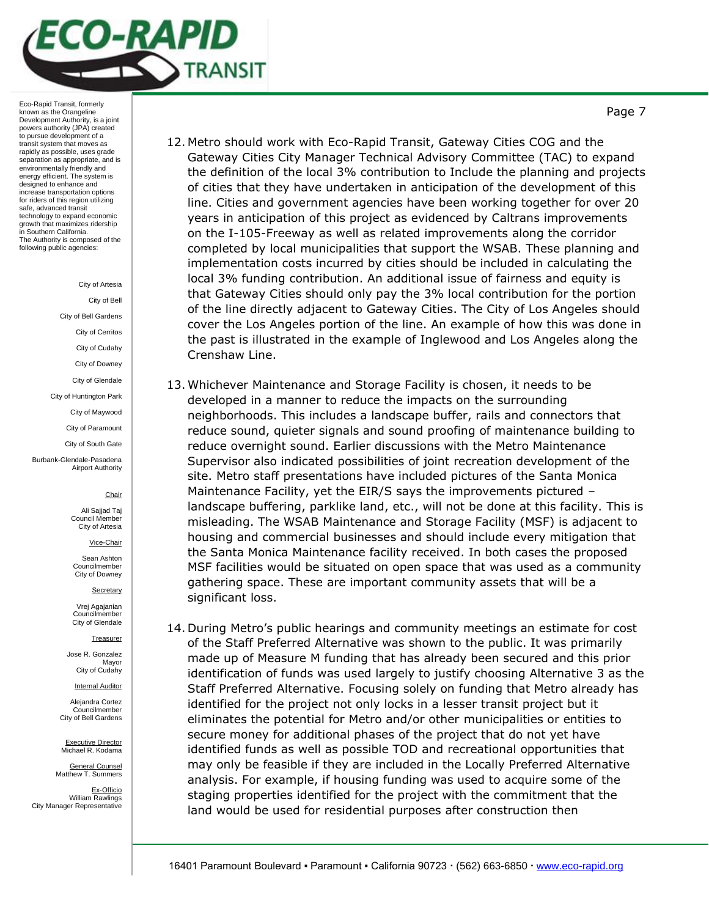Eco-Rapid Transit, formerly known as the Orangeline Development Authority, is a joint powers authority (JPA) created to pursue development of a transit system that moves as rapidly as possible, uses grade separation as appropriate, and is environmentally friendly and energy efficient. The system is designed to enhance and increase transportation options for riders of this region utilizing safe, advanced transit technology to expand economic growth that maximizes ridership in Southern California. The Authority is composed of the following public agencies:

City of Artesia
City of Bell
City of Bell Gardens
City of Cerritos
City of Cudahy
City of Downey
City of Glendale
City of Huntington Park
City of Maywood
City of Paramount
City of South Gate
Burbank-Glendale-Pasadena Airport Authority

Chair
Ali Sajjad Taj
Council Member
City of Artesia

Vice-Chair
Sean Ashton
Councilmember
City of Downey

Secretary
Vrej Agajanian
Councilmember
City of Glendale

Treasurer
Jose R. Gonzalez
Mayor
City of Cudahy

Internal Auditor
Alejandra Cortez
Councilmember
City of Bell Gardens

Executive Director
Michael R. Kodama

General Counsel
Matthew T. Summers

Ex-Officio
William Rawlings
City Manager Representative

12. Metro should work with Eco-Rapid Transit, Gateway Cities COG and the Gateway Cities City Manager Technical Advisory Committee (TAC) to expand the definition of the local 3% contribution to Include the planning and projects of cities that they have undertaken in anticipation of the development of this line. Cities and government agencies have been working together for over 20 years in anticipation of this project as evidenced by Caltrans improvements on the I-105-Freeway as well as related improvements along the corridor completed by local municipalities that support the WSAB. These planning and implementation costs incurred by cities should be included in calculating the local 3% funding contribution. An additional issue of fairness and equity is that Gateway Cities should only pay the 3% local contribution for the portion of the line directly adjacent to Gateway Cities. The City of Los Angeles should cover the Los Angeles portion of the line. An example of how this was done in the past is illustrated in the example of Inglewood and Los Angeles along the Crenshaw Line.

13. Whichever Maintenance and Storage Facility is chosen, it needs to be developed in a manner to reduce the impacts on the surrounding neighborhoods. This includes a landscape buffer, rails and connectors that reduce sound, quieter signals and sound proofing of maintenance building to reduce overnight sound. Earlier discussions with the Metro Maintenance Supervisor also indicated possibilities of joint recreation development of the site. Metro staff presentations have included pictures of the Santa Monica Maintenance Facility, yet the EIR/S says the improvements pictured – landscape buffering, parklike land, etc., will not be done at this facility. This is misleading. The WSAB Maintenance and Storage Facility (MSF) is adjacent to housing and commercial businesses and should include every mitigation that the Santa Monica Maintenance facility received. In both cases the proposed MSF facilities would be situated on open space that was used as a community gathering space. These are important community assets that will be a significant loss.

14. During Metro's public hearings and community meetings an estimate for cost of the Staff Preferred Alternative was shown to the public. It was primarily made up of Measure M funding that has already been secured and this prior identification of funds was used largely to justify choosing Alternative 3 as the Staff Preferred Alternative. Focusing solely on funding that Metro already has identified for the project not only locks in a lesser transit project but it eliminates the potential for Metro and/or other municipalities or entities to secure money for additional phases of the project that do not yet have identified funds as well as possible TOD and recreational opportunities that may only be feasible if they are included in the Locally Preferred Alternative analysis. For example, if housing funding was used to acquire some of the staging properties identified for the project with the commitment that the land would be used for residential purposes after construction then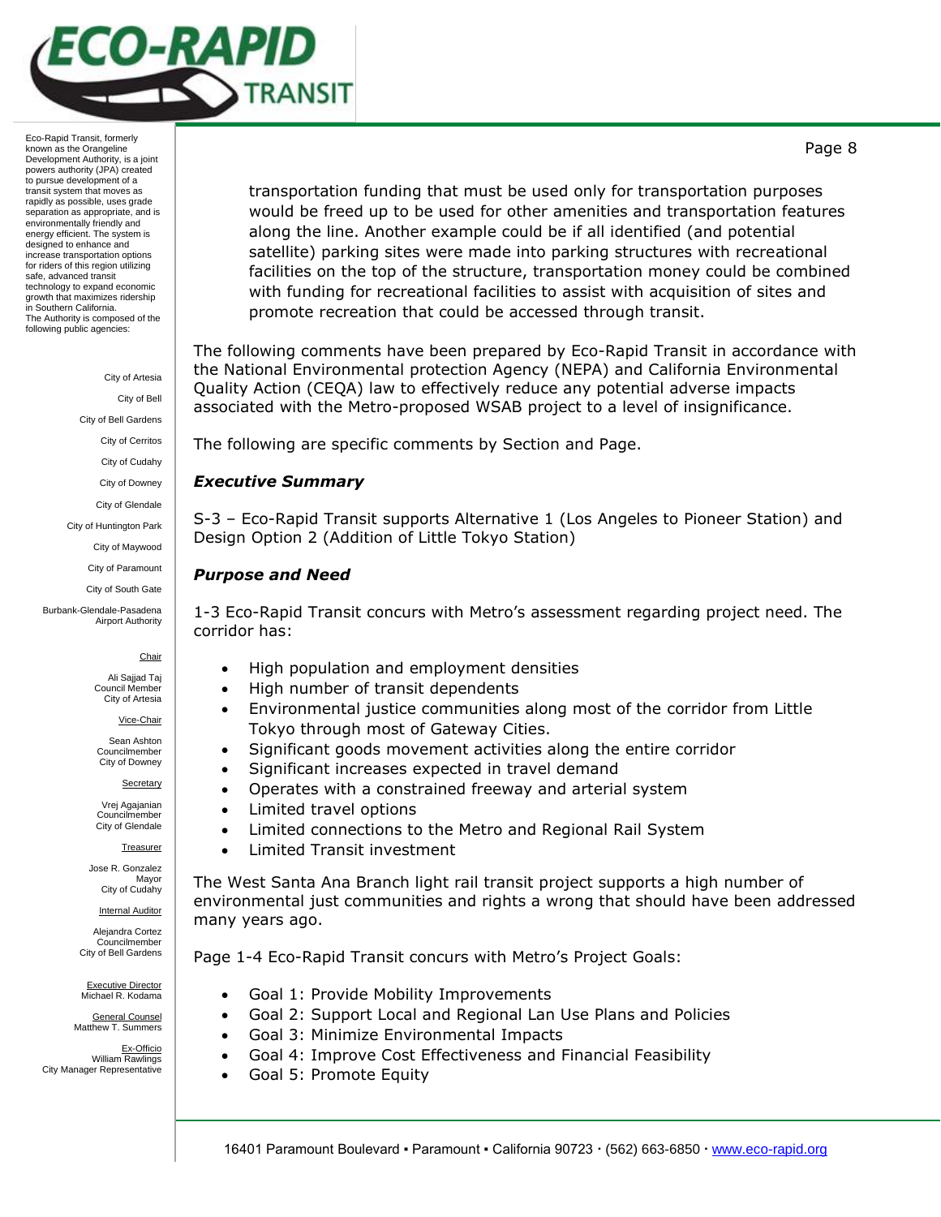transportation funding that must be used only for transportation purposes would be freed up to be used for other amenities and transportation features along the line. Another example could be if all identified (and potential satellite) parking sites were made into parking structures with recreational facilities on the top of the structure, transportation money could be combined with funding for recreational facilities to assist with acquisition of sites and promote recreation that could be accessed through transit.

The following comments have been prepared by Eco-Rapid Transit in accordance with the National Environmental protection Agency (NEPA) and California Environmental Quality Action (CEQA) law to effectively reduce any potential adverse impacts associated with the Metro-proposed WSAB project to a level of insignificance.

The following are specific comments by Section and Page.

### *Executive Summary*

S-3 – Eco-Rapid Transit supports Alternative 1 (Los Angeles to Pioneer Station) and Design Option 2 (Addition of Little Tokyo Station)

### *Purpose and Need*

1-3 Eco-Rapid Transit concurs with Metro's assessment regarding project need. The corridor has:

- High population and employment densities
- High number of transit dependents
- Environmental justice communities along most of the corridor from Little Tokyo through most of Gateway Cities.
- Significant goods movement activities along the entire corridor
- Significant increases expected in travel demand
- Operates with a constrained freeway and arterial system
- Limited travel options
- Limited connections to the Metro and Regional Rail System
- Limited Transit investment

The West Santa Ana Branch light rail transit project supports a high number of environmental just communities and rights a wrong that should have been addressed many years ago.

Page 1-4 Eco-Rapid Transit concurs with Metro's Project Goals:

- Goal 1: Provide Mobility Improvements
- Goal 2: Support Local and Regional Lan Use Plans and Policies
- Goal 3: Minimize Environmental Impacts
- Goal 4: Improve Cost Effectiveness and Financial Feasibility
- Goal 5: Promote Equity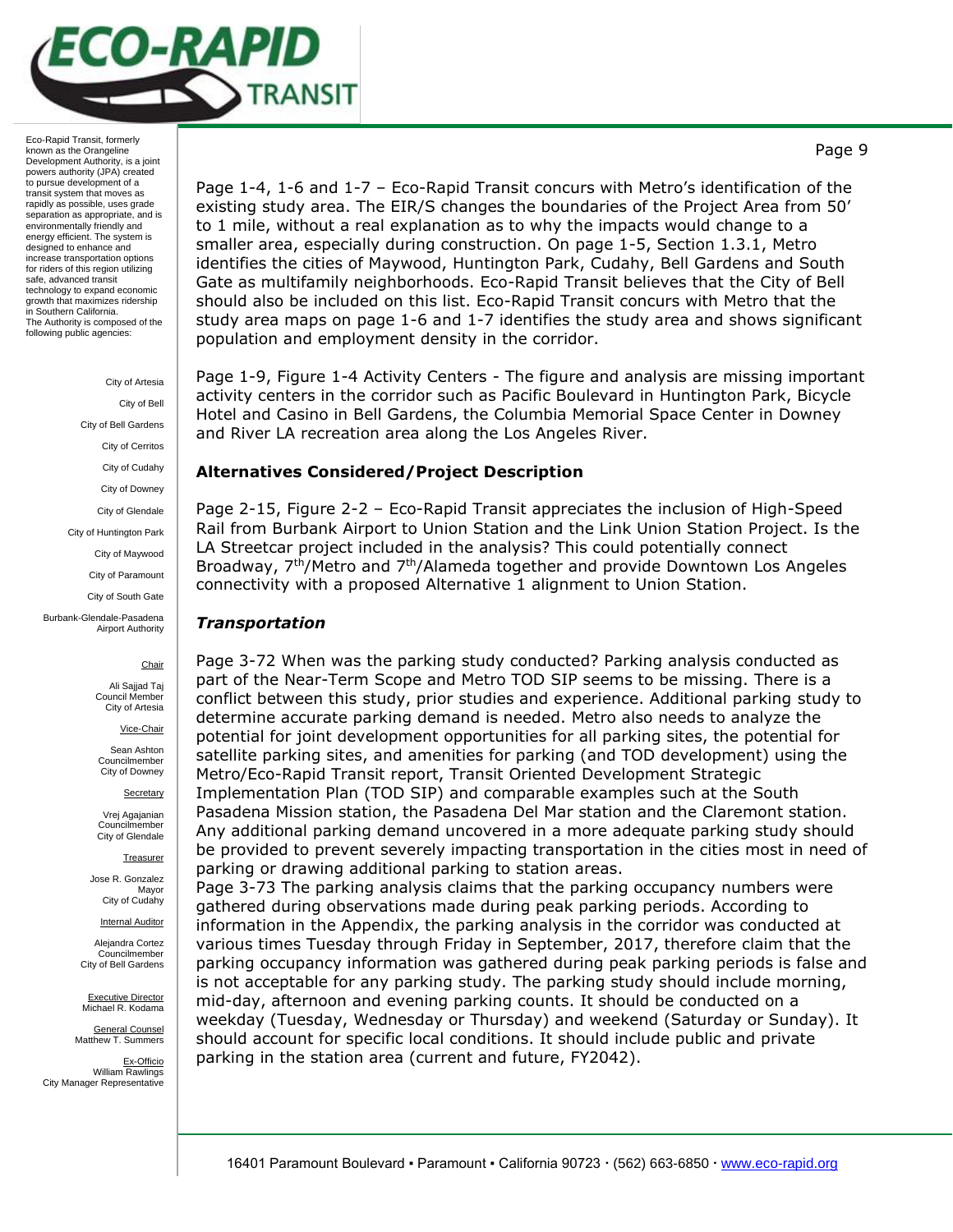Page 1-4, 1-6 and 1-7 – Eco-Rapid Transit concurs with Metro's identification of the existing study area. The EIR/S changes the boundaries of the Project Area from 50' to 1 mile, without a real explanation as to why the impacts would change to a smaller area, especially during construction. On page 1-5, Section 1.3.1, Metro identifies the cities of Maywood, Huntington Park, Cudahy, Bell Gardens and South Gate as multifamily neighborhoods. Eco-Rapid Transit believes that the City of Bell should also be included on this list. Eco-Rapid Transit concurs with Metro that the study area maps on page 1-6 and 1-7 identifies the study area and shows significant population and employment density in the corridor.

Page 1-9, Figure 1-4 Activity Centers - The figure and analysis are missing important activity centers in the corridor such as Pacific Boulevard in Huntington Park, Bicycle Hotel and Casino in Bell Gardens, the Columbia Memorial Space Center in Downey and River LA recreation area along the Los Angeles River.

## Alternatives Considered/Project Description

Page 2-15, Figure 2-2 – Eco-Rapid Transit appreciates the inclusion of High-Speed Rail from Burbank Airport to Union Station and the Link Union Station Project. Is the LA Streetcar project included in the analysis? This could potentially connect Broadway, 7th/Metro and 7th/Alameda together and provide Downtown Los Angeles connectivity with a proposed Alternative 1 alignment to Union Station.

### *Transportation*

Page 3-72 When was the parking study conducted? Parking analysis conducted as part of the Near-Term Scope and Metro TOD SIP seems to be missing. There is a conflict between this study, prior studies and experience. Additional parking study to determine accurate parking demand is needed. Metro also needs to analyze the potential for joint development opportunities for all parking sites, the potential for satellite parking sites, and amenities for parking (and TOD development) using the Metro/Eco-Rapid Transit report, Transit Oriented Development Strategic Implementation Plan (TOD SIP) and comparable examples such at the South Pasadena Mission station, the Pasadena Del Mar station and the Claremont station. Any additional parking demand uncovered in a more adequate parking study should be provided to prevent severely impacting transportation in the cities most in need of parking or drawing additional parking to station areas.

Page 3-73 The parking analysis claims that the parking occupancy numbers were gathered during observations made during peak parking periods. According to information in the Appendix, the parking analysis in the corridor was conducted at various times Tuesday through Friday in September, 2017, therefore claim that the parking occupancy information was gathered during peak parking periods is false and is not acceptable for any parking study. The parking study should include morning, mid-day, afternoon and evening parking counts. It should be conducted on a weekday (Tuesday, Wednesday or Thursday) and weekend (Saturday or Sunday). It should account for specific local conditions. It should include public and private parking in the station area (current and future, FY2042).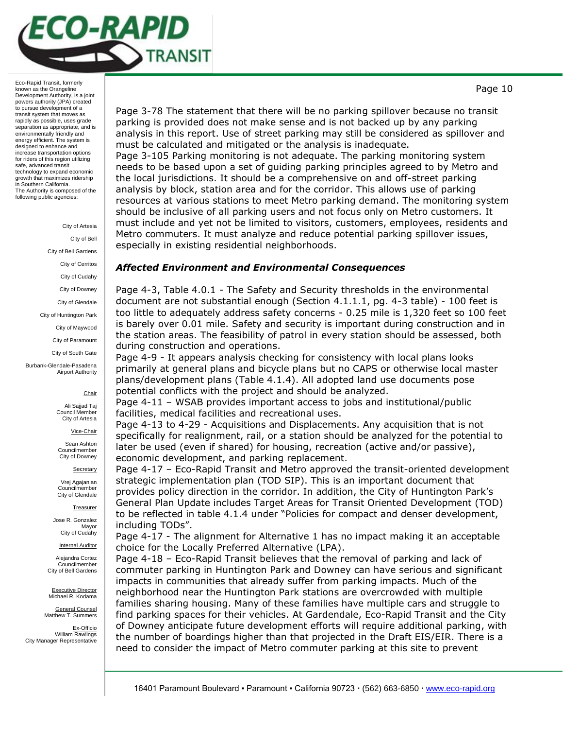Page 3-78 The statement that there will be no parking spillover because no transit parking is provided does not make sense and is not backed up by any parking analysis in this report. Use of street parking may still be considered as spillover and must be calculated and mitigated or the analysis is inadequate.

Page 3-105 Parking monitoring is not adequate. The parking monitoring system needs to be based upon a set of guiding parking principles agreed to by Metro and the local jurisdictions. It should be a comprehensive on and off-street parking analysis by block, station area and for the corridor. This allows use of parking resources at various stations to meet Metro parking demand. The monitoring system should be inclusive of all parking users and not focus only on Metro customers. It must include and yet not be limited to visitors, customers, employees, residents and Metro commuters. It must analyze and reduce potential parking spillover issues, especially in existing residential neighborhoods.

### *Affected Environment and Environmental Consequences*

Page 4-3, Table 4.0.1 - The Safety and Security thresholds in the environmental document are not substantial enough (Section 4.1.1.1, pg. 4-3 table) - 100 feet is too little to adequately address safety concerns - 0.25 mile is 1,320 feet so 100 feet is barely over 0.01 mile. Safety and security is important during construction and in the station areas. The feasibility of patrol in every station should be assessed, both during construction and operations.

Page 4-9 - It appears analysis checking for consistency with local plans looks primarily at general plans and bicycle plans but no CAPS or otherwise local master plans/development plans (Table 4.1.4). All adopted land use documents pose potential conflicts with the project and should be analyzed.

Page 4-11 – WSAB provides important access to jobs and institutional/public facilities, medical facilities and recreational uses.

Page 4-13 to 4-29 - Acquisitions and Displacements. Any acquisition that is not specifically for realignment, rail, or a station should be analyzed for the potential to later be used (even if shared) for housing, recreation (active and/or passive), economic development, and parking replacement.

Page 4-17 – Eco-Rapid Transit and Metro approved the transit-oriented development strategic implementation plan (TOD SIP). This is an important document that provides policy direction in the corridor. In addition, the City of Huntington Park's General Plan Update includes Target Areas for Transit Oriented Development (TOD) to be reflected in table 4.1.4 under "Policies for compact and denser development, including TODs".

Page 4-17 - The alignment for Alternative 1 has no impact making it an acceptable choice for the Locally Preferred Alternative (LPA).

Page 4-18 – Eco-Rapid Transit believes that the removal of parking and lack of commuter parking in Huntington Park and Downey can have serious and significant impacts in communities that already suffer from parking impacts. Much of the neighborhood near the Huntington Park stations are overcrowded with multiple families sharing housing. Many of these families have multiple cars and struggle to find parking spaces for their vehicles. At Gardendale, Eco-Rapid Transit and the City of Downey anticipate future development efforts will require additional parking, with the number of boardings higher than that projected in the Draft EIS/EIR. There is a need to consider the impact of Metro commuter parking at this site to prevent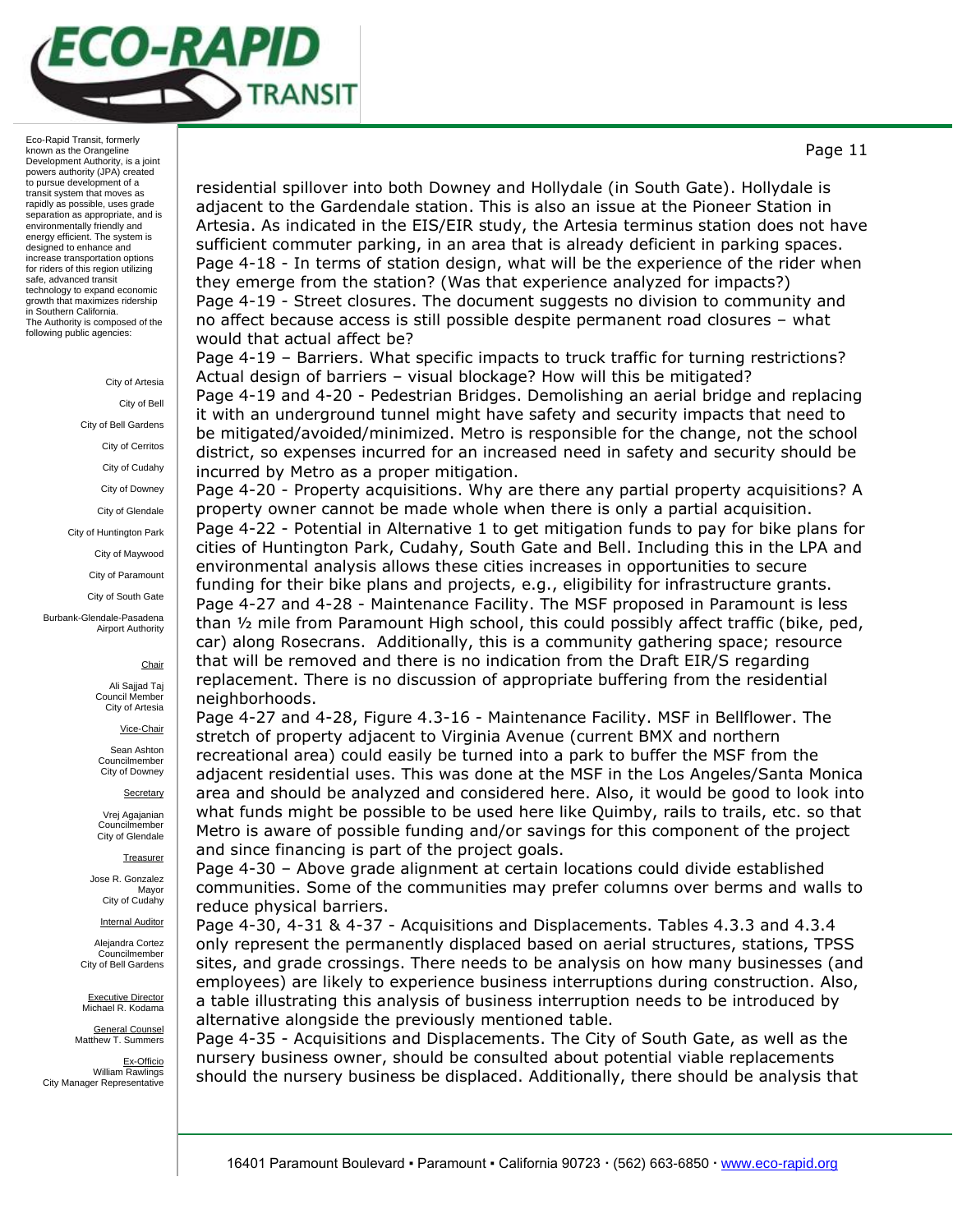residential spillover into both Downey and Hollydale (in South Gate). Hollydale is adjacent to the Gardendale station. This is also an issue at the Pioneer Station in Artesia. As indicated in the EIS/EIR study, the Artesia terminus station does not have sufficient commuter parking, in an area that is already deficient in parking spaces.

Page 4-18 - In terms of station design, what will be the experience of the rider when they emerge from the station? (Was that experience analyzed for impacts?)

Page 4-19 - Street closures. The document suggests no division to community and no affect because access is still possible despite permanent road closures – what would that actual affect be?

Page 4-19 – Barriers. What specific impacts to truck traffic for turning restrictions? Actual design of barriers – visual blockage? How will this be mitigated?

Page 4-19 and 4-20 - Pedestrian Bridges. Demolishing an aerial bridge and replacing it with an underground tunnel might have safety and security impacts that need to be mitigated/avoided/minimized. Metro is responsible for the change, not the school district, so expenses incurred for an increased need in safety and security should be incurred by Metro as a proper mitigation.

Page 4-20 - Property acquisitions. Why are there any partial property acquisitions? A property owner cannot be made whole when there is only a partial acquisition.

Page 4-22 - Potential in Alternative 1 to get mitigation funds to pay for bike plans for cities of Huntington Park, Cudahy, South Gate and Bell. Including this in the LPA and environmental analysis allows these cities increases in opportunities to secure funding for their bike plans and projects, e.g., eligibility for infrastructure grants.

Page 4-27 and 4-28 - Maintenance Facility. The MSF proposed in Paramount is less than ½ mile from Paramount High school, this could possibly affect traffic (bike, ped, car) along Rosecrans. Additionally, this is a community gathering space; resource that will be removed and there is no indication from the Draft EIR/S regarding replacement. There is no discussion of appropriate buffering from the residential neighborhoods.

Page 4-27 and 4-28, Figure 4.3-16 - Maintenance Facility. MSF in Bellflower. The stretch of property adjacent to Virginia Avenue (current BMX and northern recreational area) could easily be turned into a park to buffer the MSF from the adjacent residential uses. This was done at the MSF in the Los Angeles/Santa Monica area and should be analyzed and considered here. Also, it would be good to look into what funds might be possible to be used here like Quimby, rails to trails, etc. so that Metro is aware of possible funding and/or savings for this component of the project and since financing is part of the project goals.

Page 4-30 – Above grade alignment at certain locations could divide established communities. Some of the communities may prefer columns over berms and walls to reduce physical barriers.

Page 4-30, 4-31 & 4-37 - Acquisitions and Displacements. Tables 4.3.3 and 4.3.4 only represent the permanently displaced based on aerial structures, stations, TPSS sites, and grade crossings. There needs to be analysis on how many businesses (and employees) are likely to experience business interruptions during construction. Also, a table illustrating this analysis of business interruption needs to be introduced by alternative alongside the previously mentioned table.

Page 4-35 - Acquisitions and Displacements. The City of South Gate, as well as the nursery business owner, should be consulted about potential viable replacements should the nursery business be displaced. Additionally, there should be analysis that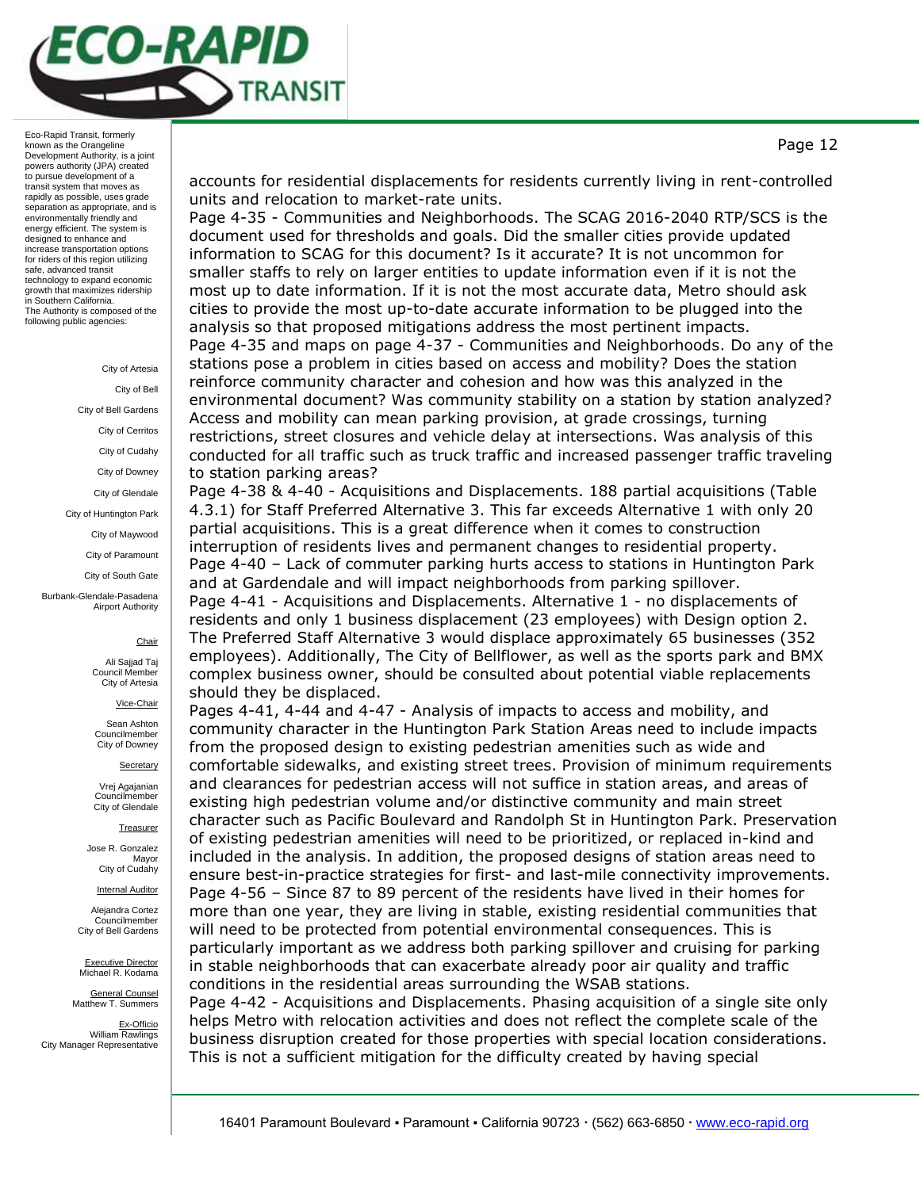accounts for residential displacements for residents currently living in rent-controlled units and relocation to market-rate units.

Page 4-35 - Communities and Neighborhoods. The SCAG 2016-2040 RTP/SCS is the document used for thresholds and goals. Did the smaller cities provide updated information to SCAG for this document? Is it accurate? It is not uncommon for smaller staffs to rely on larger entities to update information even if it is not the most up to date information. If it is not the most accurate data, Metro should ask cities to provide the most up-to-date accurate information to be plugged into the analysis so that proposed mitigations address the most pertinent impacts.

Page 4-35 and maps on page 4-37 - Communities and Neighborhoods. Do any of the stations pose a problem in cities based on access and mobility? Does the station reinforce community character and cohesion and how was this analyzed in the environmental document? Was community stability on a station by station analyzed? Access and mobility can mean parking provision, at grade crossings, turning restrictions, street closures and vehicle delay at intersections. Was analysis of this conducted for all traffic such as truck traffic and increased passenger traffic traveling to station parking areas?

Page 4-38 & 4-40 - Acquisitions and Displacements. 188 partial acquisitions (Table 4.3.1) for Staff Preferred Alternative 3. This far exceeds Alternative 1 with only 20 partial acquisitions. This is a great difference when it comes to construction interruption of residents lives and permanent changes to residential property.

Page 4-40 – Lack of commuter parking hurts access to stations in Huntington Park and at Gardendale and will impact neighborhoods from parking spillover.

Page 4-41 - Acquisitions and Displacements. Alternative 1 - no displacements of residents and only 1 business displacement (23 employees) with Design option 2. The Preferred Staff Alternative 3 would displace approximately 65 businesses (352 employees). Additionally, The City of Bellflower, as well as the sports park and BMX complex business owner, should be consulted about potential viable replacements should they be displaced.

Pages 4-41, 4-44 and 4-47 - Analysis of impacts to access and mobility, and community character in the Huntington Park Station Areas need to include impacts from the proposed design to existing pedestrian amenities such as wide and comfortable sidewalks, and existing street trees. Provision of minimum requirements and clearances for pedestrian access will not suffice in station areas, and areas of existing high pedestrian volume and/or distinctive community and main street character such as Pacific Boulevard and Randolph St in Huntington Park. Preservation of existing pedestrian amenities will need to be prioritized, or replaced in-kind and included in the analysis. In addition, the proposed designs of station areas need to ensure best-in-practice strategies for first- and last-mile connectivity improvements.

Page 4-56 – Since 87 to 89 percent of the residents have lived in their homes for more than one year, they are living in stable, existing residential communities that will need to be protected from potential environmental consequences. This is particularly important as we address both parking spillover and cruising for parking in stable neighborhoods that can exacerbate already poor air quality and traffic conditions in the residential areas surrounding the WSAB stations.

Page 4-42 - Acquisitions and Displacements. Phasing acquisition of a single site only helps Metro with relocation activities and does not reflect the complete scale of the business disruption created for those properties with special location considerations. This is not a sufficient mitigation for the difficulty created by having special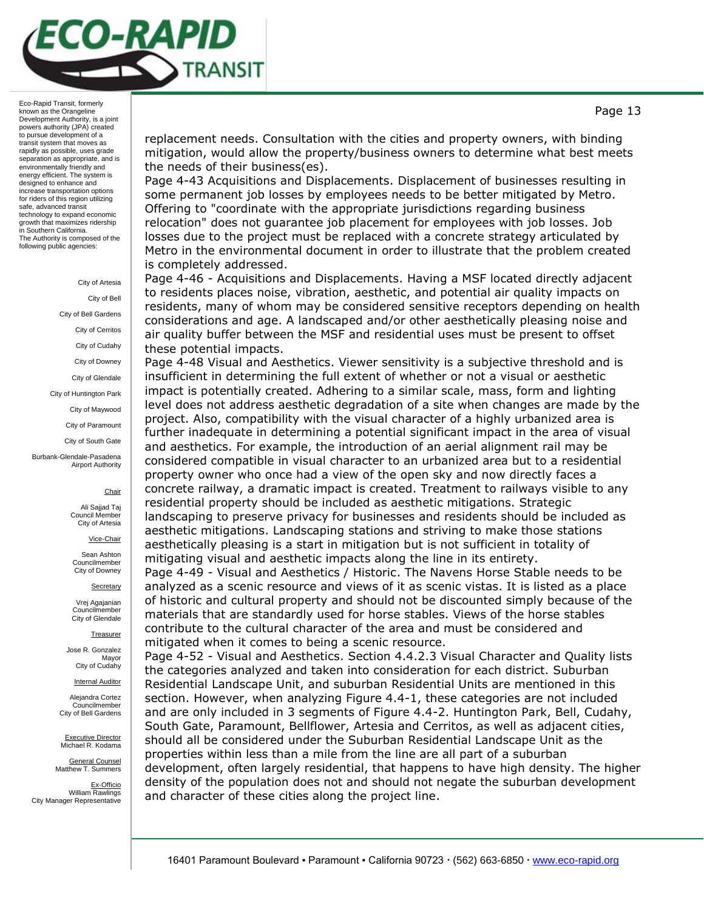replacement needs. Consultation with the cities and property owners, with binding mitigation, would allow the property/business owners to determine what best meets the needs of their business(es).

Page 4-43 Acquisitions and Displacements. Displacement of businesses resulting in some permanent job losses by employees needs to be better mitigated by Metro. Offering to "coordinate with the appropriate jurisdictions regarding business relocation" does not guarantee job placement for employees with job losses. Job losses due to the project must be replaced with a concrete strategy articulated by Metro in the environmental document in order to illustrate that the problem created is completely addressed.

Page 4-46 - Acquisitions and Displacements. Having a MSF located directly adjacent to residents places noise, vibration, aesthetic, and potential air quality impacts on residents, many of whom may be considered sensitive receptors depending on health considerations and age. A landscaped and/or other aesthetically pleasing noise and air quality buffer between the MSF and residential uses must be present to offset these potential impacts.

Page 4-48 Visual and Aesthetics. Viewer sensitivity is a subjective threshold and is insufficient in determining the full extent of whether or not a visual or aesthetic impact is potentially created. Adhering to a similar scale, mass, form and lighting level does not address aesthetic degradation of a site when changes are made by the project. Also, compatibility with the visual character of a highly urbanized area is further inadequate in determining a potential significant impact in the area of visual and aesthetics. For example, the introduction of an aerial alignment rail may be considered compatible in visual character to an urbanized area but to a residential property owner who once had a view of the open sky and now directly faces a concrete railway, a dramatic impact is created. Treatment to railways visible to any residential property should be included as aesthetic mitigations. Strategic landscaping to preserve privacy for businesses and residents should be included as aesthetic mitigations. Landscaping stations and striving to make those stations aesthetically pleasing is a start in mitigation but is not sufficient in totality of mitigating visual and aesthetic impacts along the line in its entirety.

Page 4-49 - Visual and Aesthetics / Historic. The Navens Horse Stable needs to be analyzed as a scenic resource and views of it as scenic vistas. It is listed as a place of historic and cultural property and should not be discounted simply because of the materials that are standardly used for horse stables. Views of the horse stables contribute to the cultural character of the area and must be considered and mitigated when it comes to being a scenic resource.

Page 4-52 - Visual and Aesthetics. Section 4.4.2.3 Visual Character and Quality lists the categories analyzed and taken into consideration for each district. Suburban Residential Landscape Unit, and suburban Residential Units are mentioned in this section. However, when analyzing Figure 4.4-1, these categories are not included and are only included in 3 segments of Figure 4.4-2. Huntington Park, Bell, Cudahy, South Gate, Paramount, Bellflower, Artesia and Cerritos, as well as adjacent cities, should all be considered under the Suburban Residential Landscape Unit as the properties within less than a mile from the line are all part of a suburban development, often largely residential, that happens to have high density. The higher density of the population does not and should not negate the suburban development and character of these cities along the project line.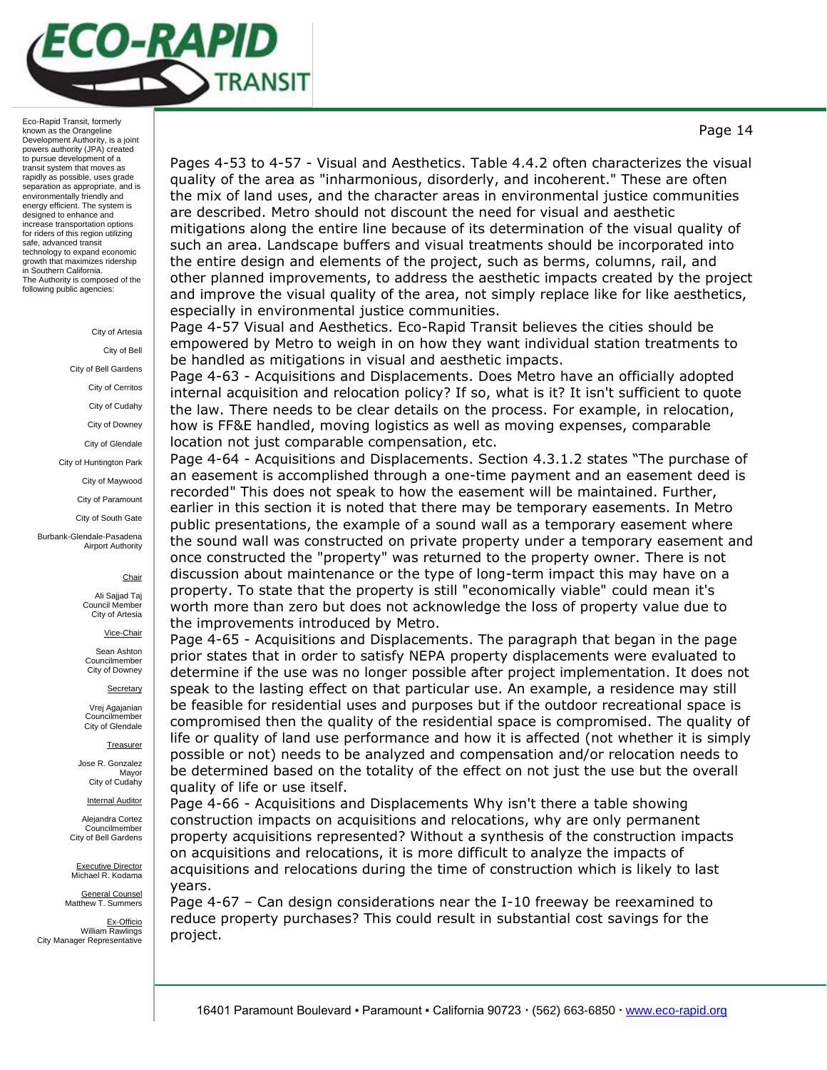Pages 4-53 to 4-57 - Visual and Aesthetics. Table 4.4.2 often characterizes the visual quality of the area as "inharmonious, disorderly, and incoherent." These are often the mix of land uses, and the character areas in environmental justice communities are described. Metro should not discount the need for visual and aesthetic mitigations along the entire line because of its determination of the visual quality of such an area. Landscape buffers and visual treatments should be incorporated into the entire design and elements of the project, such as berms, columns, rail, and other planned improvements, to address the aesthetic impacts created by the project and improve the visual quality of the area, not simply replace like for like aesthetics, especially in environmental justice communities.

Page 4-57 Visual and Aesthetics. Eco-Rapid Transit believes the cities should be empowered by Metro to weigh in on how they want individual station treatments to be handled as mitigations in visual and aesthetic impacts.

Page 4-63 - Acquisitions and Displacements. Does Metro have an officially adopted internal acquisition and relocation policy? If so, what is it? It isn't sufficient to quote the law. There needs to be clear details on the process. For example, in relocation, how is FF&E handled, moving logistics as well as moving expenses, comparable location not just comparable compensation, etc.

Page 4-64 - Acquisitions and Displacements. Section 4.3.1.2 states "The purchase of an easement is accomplished through a one-time payment and an easement deed is recorded" This does not speak to how the easement will be maintained. Further, earlier in this section it is noted that there may be temporary easements. In Metro public presentations, the example of a sound wall as a temporary easement where the sound wall was constructed on private property under a temporary easement and once constructed the "property" was returned to the property owner. There is not discussion about maintenance or the type of long-term impact this may have on a property. To state that the property is still "economically viable" could mean it's worth more than zero but does not acknowledge the loss of property value due to the improvements introduced by Metro.

Page 4-65 - Acquisitions and Displacements. The paragraph that began in the page prior states that in order to satisfy NEPA property displacements were evaluated to determine if the use was no longer possible after project implementation. It does not speak to the lasting effect on that particular use. An example, a residence may still be feasible for residential uses and purposes but if the outdoor recreational space is compromised then the quality of the residential space is compromised. The quality of life or quality of land use performance and how it is affected (not whether it is simply possible or not) needs to be analyzed and compensation and/or relocation needs to be determined based on the totality of the effect on not just the use but the overall quality of life or use itself.

Page 4-66 - Acquisitions and Displacements Why isn't there a table showing construction impacts on acquisitions and relocations, why are only permanent property acquisitions represented? Without a synthesis of the construction impacts on acquisitions and relocations, it is more difficult to analyze the impacts of acquisitions and relocations during the time of construction which is likely to last years.

Page 4-67 – Can design considerations near the I-10 freeway be reexamined to reduce property purchases? This could result in substantial cost savings for the project.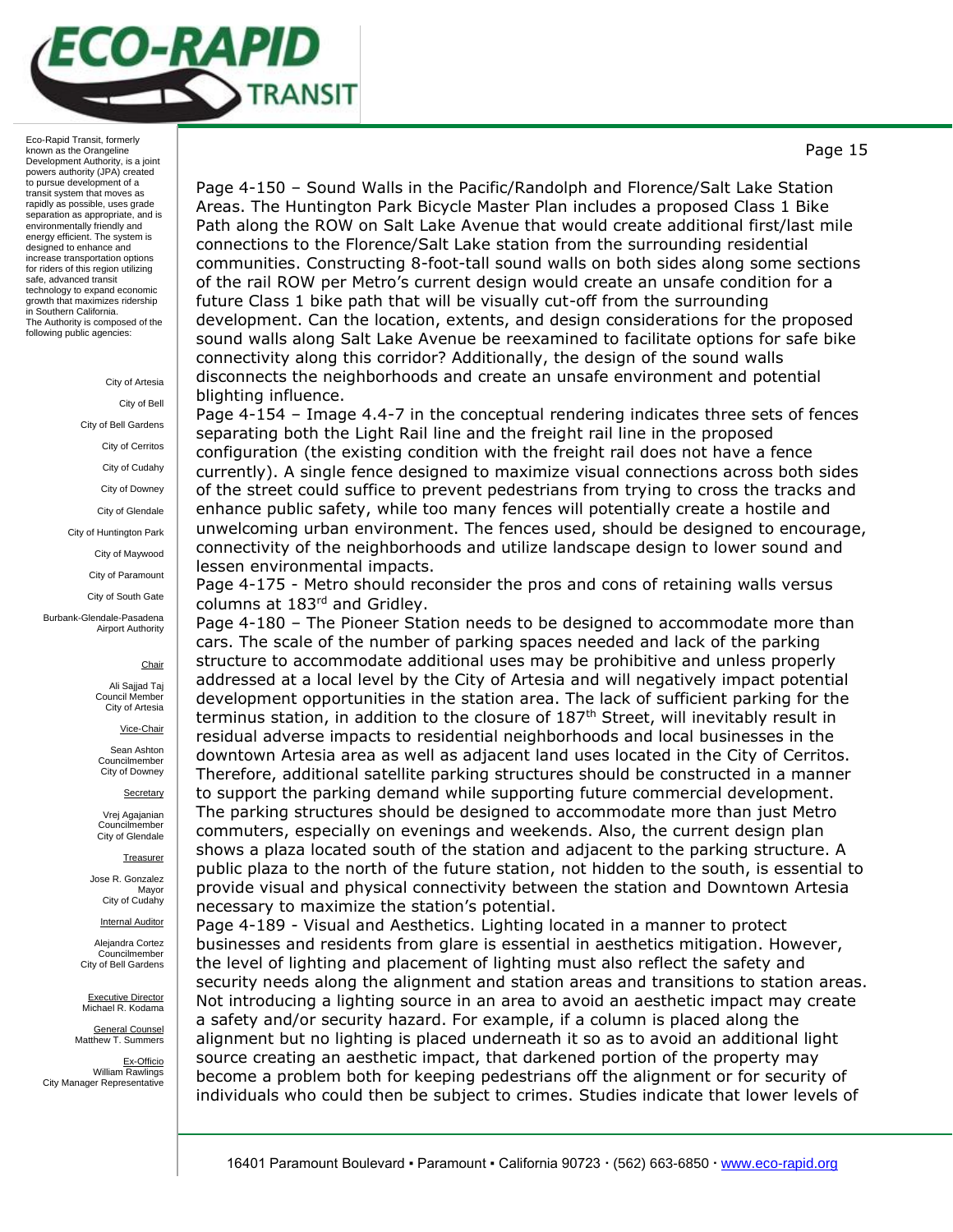Page 4-150 – Sound Walls in the Pacific/Randolph and Florence/Salt Lake Station Areas. The Huntington Park Bicycle Master Plan includes a proposed Class 1 Bike Path along the ROW on Salt Lake Avenue that would create additional first/last mile connections to the Florence/Salt Lake station from the surrounding residential communities. Constructing 8-foot-tall sound walls on both sides along some sections of the rail ROW per Metro's current design would create an unsafe condition for a future Class 1 bike path that will be visually cut-off from the surrounding development. Can the location, extents, and design considerations for the proposed sound walls along Salt Lake Avenue be reexamined to facilitate options for safe bike connectivity along this corridor? Additionally, the design of the sound walls disconnects the neighborhoods and create an unsafe environment and potential blighting influence.

Page 4-154 – Image 4.4-7 in the conceptual rendering indicates three sets of fences separating both the Light Rail line and the freight rail line in the proposed configuration (the existing condition with the freight rail does not have a fence currently). A single fence designed to maximize visual connections across both sides of the street could suffice to prevent pedestrians from trying to cross the tracks and enhance public safety, while too many fences will potentially create a hostile and unwelcoming urban environment. The fences used, should be designed to encourage, connectivity of the neighborhoods and utilize landscape design to lower sound and lessen environmental impacts.

Page 4-175 - Metro should reconsider the pros and cons of retaining walls versus columns at 183rd and Gridley.

Page 4-180 – The Pioneer Station needs to be designed to accommodate more than cars. The scale of the number of parking spaces needed and lack of the parking structure to accommodate additional uses may be prohibitive and unless properly addressed at a local level by the City of Artesia and will negatively impact potential development opportunities in the station area. The lack of sufficient parking for the terminus station, in addition to the closure of 187th Street, will inevitably result in residual adverse impacts to residential neighborhoods and local businesses in the downtown Artesia area as well as adjacent land uses located in the City of Cerritos. Therefore, additional satellite parking structures should be constructed in a manner to support the parking demand while supporting future commercial development. The parking structures should be designed to accommodate more than just Metro commuters, especially on evenings and weekends. Also, the current design plan shows a plaza located south of the station and adjacent to the parking structure. A public plaza to the north of the future station, not hidden to the south, is essential to provide visual and physical connectivity between the station and Downtown Artesia necessary to maximize the station's potential.

Page 4-189 - Visual and Aesthetics. Lighting located in a manner to protect businesses and residents from glare is essential in aesthetics mitigation. However, the level of lighting and placement of lighting must also reflect the safety and security needs along the alignment and station areas and transitions to station areas. Not introducing a lighting source in an area to avoid an aesthetic impact may create a safety and/or security hazard. For example, if a column is placed along the alignment but no lighting is placed underneath it so as to avoid an additional light source creating an aesthetic impact, that darkened portion of the property may become a problem both for keeping pedestrians off the alignment or for security of individuals who could then be subject to crimes. Studies indicate that lower levels of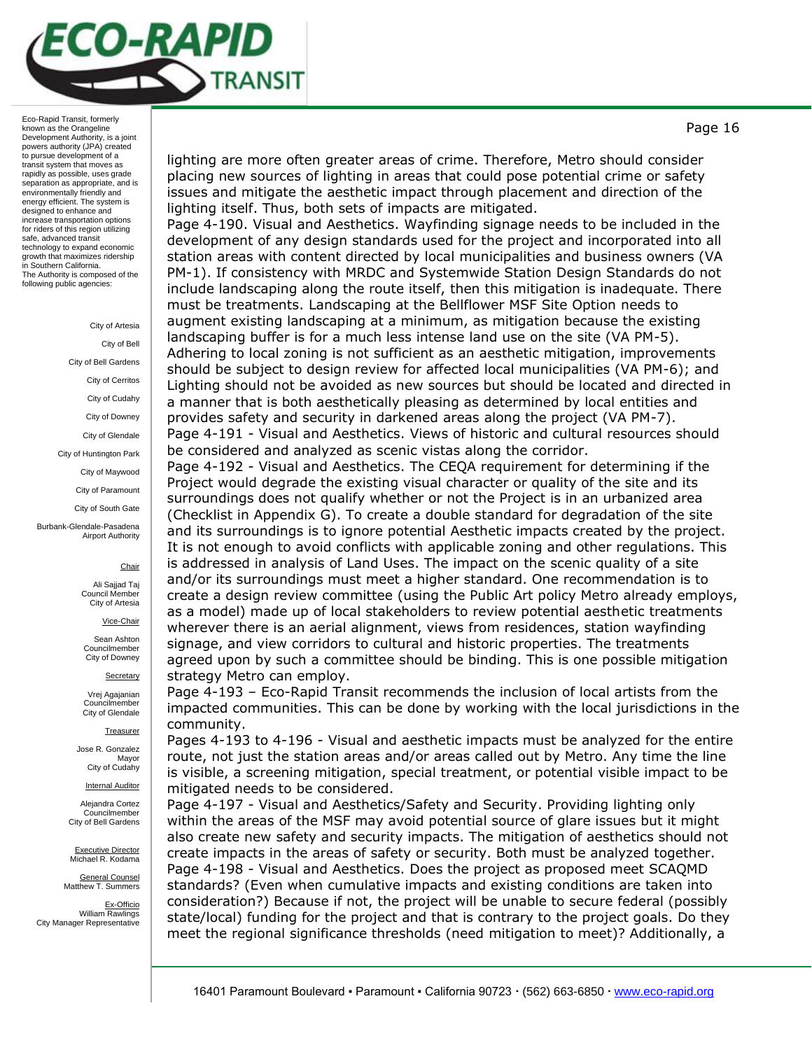lighting are more often greater areas of crime. Therefore, Metro should consider placing new sources of lighting in areas that could pose potential crime or safety issues and mitigate the aesthetic impact through placement and direction of the lighting itself. Thus, both sets of impacts are mitigated.

Page 4-190. Visual and Aesthetics. Wayfinding signage needs to be included in the development of any design standards used for the project and incorporated into all station areas with content directed by local municipalities and business owners (VA PM-1). If consistency with MRDC and Systemwide Station Design Standards do not include landscaping along the route itself, then this mitigation is inadequate. There must be treatments. Landscaping at the Bellflower MSF Site Option needs to augment existing landscaping at a minimum, as mitigation because the existing landscaping buffer is for a much less intense land use on the site (VA PM-5). Adhering to local zoning is not sufficient as an aesthetic mitigation, improvements should be subject to design review for affected local municipalities (VA PM-6); and Lighting should not be avoided as new sources but should be located and directed in a manner that is both aesthetically pleasing as determined by local entities and provides safety and security in darkened areas along the project (VA PM-7).

Page 4-191 - Visual and Aesthetics. Views of historic and cultural resources should be considered and analyzed as scenic vistas along the corridor.

Page 4-192 - Visual and Aesthetics. The CEQA requirement for determining if the Project would degrade the existing visual character or quality of the site and its surroundings does not qualify whether or not the Project is in an urbanized area (Checklist in Appendix G). To create a double standard for degradation of the site and its surroundings is to ignore potential Aesthetic impacts created by the project. It is not enough to avoid conflicts with applicable zoning and other regulations. This is addressed in analysis of Land Uses. The impact on the scenic quality of a site and/or its surroundings must meet a higher standard. One recommendation is to create a design review committee (using the Public Art policy Metro already employs, as a model) made up of local stakeholders to review potential aesthetic treatments wherever there is an aerial alignment, views from residences, station wayfinding signage, and view corridors to cultural and historic properties. The treatments agreed upon by such a committee should be binding. This is one possible mitigation strategy Metro can employ.

Page 4-193 – Eco-Rapid Transit recommends the inclusion of local artists from the impacted communities. This can be done by working with the local jurisdictions in the community.

Pages 4-193 to 4-196 - Visual and aesthetic impacts must be analyzed for the entire route, not just the station areas and/or areas called out by Metro. Any time the line is visible, a screening mitigation, special treatment, or potential visible impact to be mitigated needs to be considered.

Page 4-197 - Visual and Aesthetics/Safety and Security. Providing lighting only within the areas of the MSF may avoid potential source of glare issues but it might also create new safety and security impacts. The mitigation of aesthetics should not create impacts in the areas of safety or security. Both must be analyzed together.

Page 4-198 - Visual and Aesthetics. Does the project as proposed meet SCAQMD standards? (Even when cumulative impacts and existing conditions are taken into consideration?) Because if not, the project will be unable to secure federal (possibly state/local) funding for the project and that is contrary to the project goals. Do they meet the regional significance thresholds (need mitigation to meet)? Additionally, a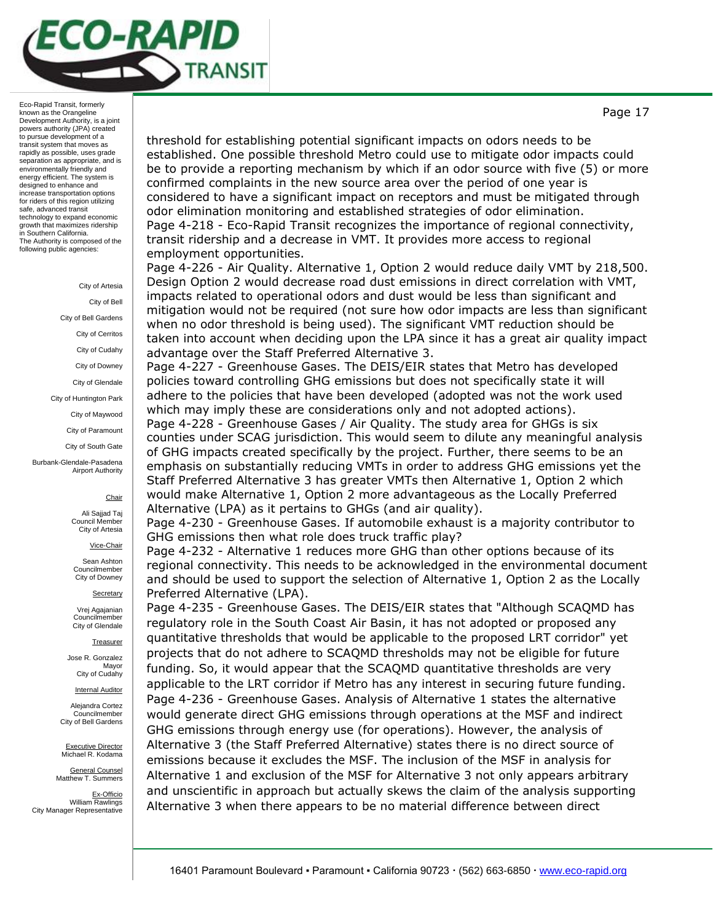threshold for establishing potential significant impacts on odors needs to be established. One possible threshold Metro could use to mitigate odor impacts could be to provide a reporting mechanism by which if an odor source with five (5) or more confirmed complaints in the new source area over the period of one year is considered to have a significant impact on receptors and must be mitigated through odor elimination monitoring and established strategies of odor elimination.

Page 4-218 - Eco-Rapid Transit recognizes the importance of regional connectivity, transit ridership and a decrease in VMT. It provides more access to regional employment opportunities.

Page 4-226 - Air Quality. Alternative 1, Option 2 would reduce daily VMT by 218,500. Design Option 2 would decrease road dust emissions in direct correlation with VMT, impacts related to operational odors and dust would be less than significant and mitigation would not be required (not sure how odor impacts are less than significant when no odor threshold is being used). The significant VMT reduction should be taken into account when deciding upon the LPA since it has a great air quality impact advantage over the Staff Preferred Alternative 3.

Page 4-227 - Greenhouse Gases. The DEIS/EIR states that Metro has developed policies toward controlling GHG emissions but does not specifically state it will adhere to the policies that have been developed (adopted was not the work used which may imply these are considerations only and not adopted actions).

Page 4-228 - Greenhouse Gases / Air Quality. The study area for GHGs is six counties under SCAG jurisdiction. This would seem to dilute any meaningful analysis of GHG impacts created specifically by the project. Further, there seems to be an emphasis on substantially reducing VMTs in order to address GHG emissions yet the Staff Preferred Alternative 3 has greater VMTs then Alternative 1, Option 2 which would make Alternative 1, Option 2 more advantageous as the Locally Preferred Alternative (LPA) as it pertains to GHGs (and air quality).

Page 4-230 - Greenhouse Gases. If automobile exhaust is a majority contributor to GHG emissions then what role does truck traffic play?

Page 4-232 - Alternative 1 reduces more GHG than other options because of its regional connectivity. This needs to be acknowledged in the environmental document and should be used to support the selection of Alternative 1, Option 2 as the Locally Preferred Alternative (LPA).

Page 4-235 - Greenhouse Gases. The DEIS/EIR states that "Although SCAQMD has regulatory role in the South Coast Air Basin, it has not adopted or proposed any quantitative thresholds that would be applicable to the proposed LRT corridor" yet projects that do not adhere to SCAQMD thresholds may not be eligible for future funding. So, it would appear that the SCAQMD quantitative thresholds are very applicable to the LRT corridor if Metro has any interest in securing future funding.

Page 4-236 - Greenhouse Gases. Analysis of Alternative 1 states the alternative would generate direct GHG emissions through operations at the MSF and indirect GHG emissions through energy use (for operations). However, the analysis of Alternative 3 (the Staff Preferred Alternative) states there is no direct source of emissions because it excludes the MSF. The inclusion of the MSF in analysis for Alternative 1 and exclusion of the MSF for Alternative 3 not only appears arbitrary and unscientific in approach but actually skews the claim of the analysis supporting Alternative 3 when there appears to be no material difference between direct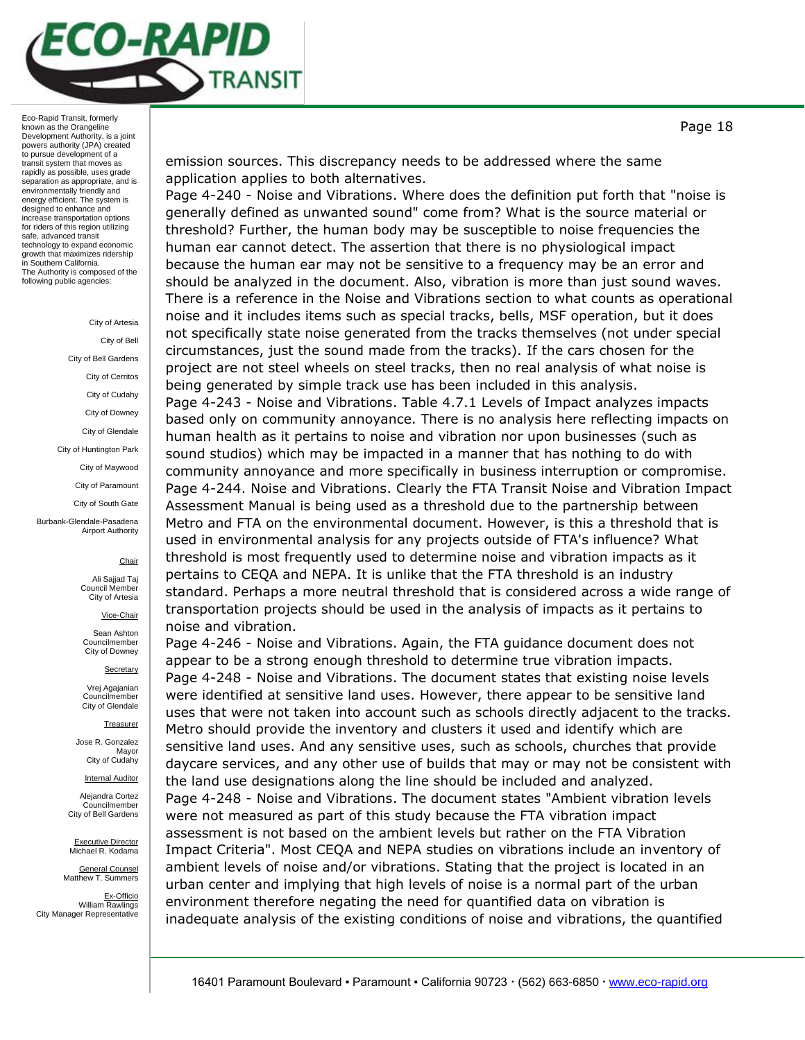emission sources. This discrepancy needs to be addressed where the same application applies to both alternatives.

Page 4-240 - Noise and Vibrations. Where does the definition put forth that "noise is generally defined as unwanted sound" come from? What is the source material or threshold? Further, the human body may be susceptible to noise frequencies the human ear cannot detect. The assertion that there is no physiological impact because the human ear may not be sensitive to a frequency may be an error and should be analyzed in the document. Also, vibration is more than just sound waves. There is a reference in the Noise and Vibrations section to what counts as operational noise and it includes items such as special tracks, bells, MSF operation, but it does not specifically state noise generated from the tracks themselves (not under special circumstances, just the sound made from the tracks). If the cars chosen for the project are not steel wheels on steel tracks, then no real analysis of what noise is being generated by simple track use has been included in this analysis.

Page 4-243 - Noise and Vibrations. Table 4.7.1 Levels of Impact analyzes impacts based only on community annoyance. There is no analysis here reflecting impacts on human health as it pertains to noise and vibration nor upon businesses (such as sound studios) which may be impacted in a manner that has nothing to do with community annoyance and more specifically in business interruption or compromise.

Page 4-244. Noise and Vibrations. Clearly the FTA Transit Noise and Vibration Impact Assessment Manual is being used as a threshold due to the partnership between Metro and FTA on the environmental document. However, is this a threshold that is used in environmental analysis for any projects outside of FTA's influence? What threshold is most frequently used to determine noise and vibration impacts as it pertains to CEQA and NEPA. It is unlike that the FTA threshold is an industry standard. Perhaps a more neutral threshold that is considered across a wide range of transportation projects should be used in the analysis of impacts as it pertains to noise and vibration.

Page 4-246 - Noise and Vibrations. Again, the FTA guidance document does not appear to be a strong enough threshold to determine true vibration impacts.

Page 4-248 - Noise and Vibrations. The document states that existing noise levels were identified at sensitive land uses. However, there appear to be sensitive land uses that were not taken into account such as schools directly adjacent to the tracks. Metro should provide the inventory and clusters it used and identify which are sensitive land uses. And any sensitive uses, such as schools, churches that provide daycare services, and any other use of builds that may or may not be consistent with the land use designations along the line should be included and analyzed.

Page 4-248 - Noise and Vibrations. The document states "Ambient vibration levels were not measured as part of this study because the FTA vibration impact assessment is not based on the ambient levels but rather on the FTA Vibration Impact Criteria". Most CEQA and NEPA studies on vibrations include an inventory of ambient levels of noise and/or vibrations. Stating that the project is located in an urban center and implying that high levels of noise is a normal part of the urban environment therefore negating the need for quantified data on vibration is inadequate analysis of the existing conditions of noise and vibrations, the quantified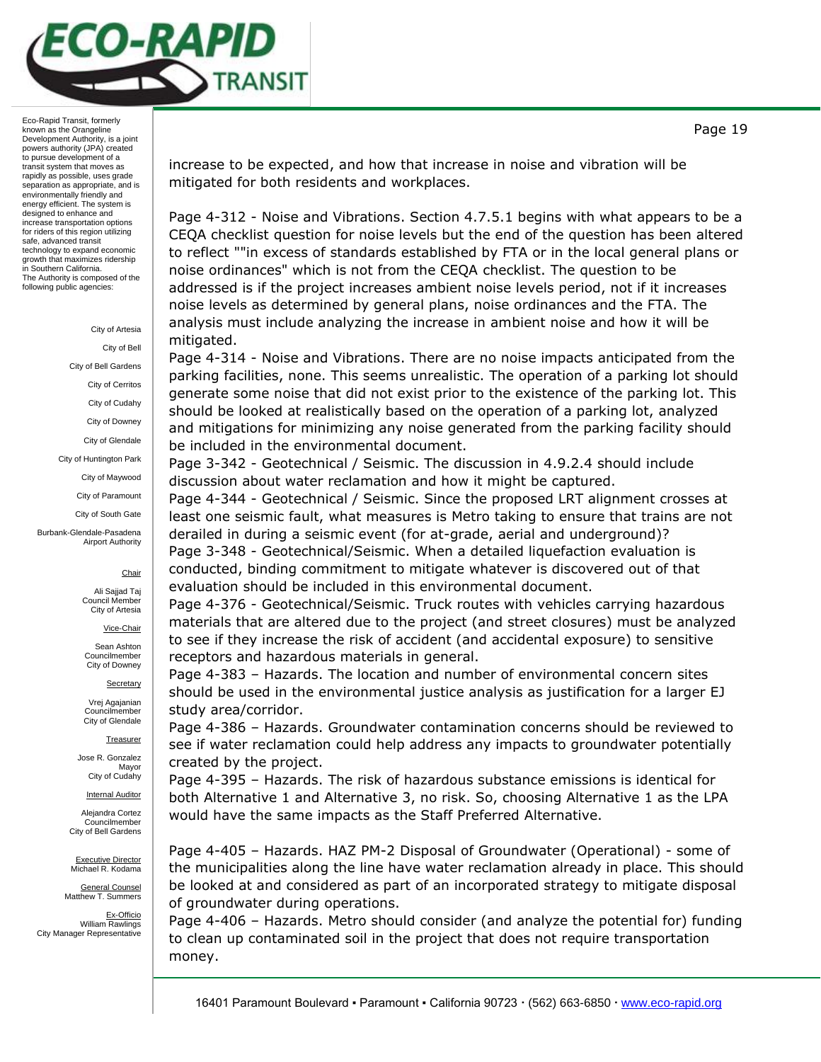increase to be expected, and how that increase in noise and vibration will be mitigated for both residents and workplaces.

Page 4-312 - Noise and Vibrations. Section 4.7.5.1 begins with what appears to be a CEQA checklist question for noise levels but the end of the question has been altered to reflect ""in excess of standards established by FTA or in the local general plans or noise ordinances" which is not from the CEQA checklist. The question to be addressed is if the project increases ambient noise levels period, not if it increases noise levels as determined by general plans, noise ordinances and the FTA. The analysis must include analyzing the increase in ambient noise and how it will be mitigated.

Page 4-314 - Noise and Vibrations. There are no noise impacts anticipated from the parking facilities, none. This seems unrealistic. The operation of a parking lot should generate some noise that did not exist prior to the existence of the parking lot. This should be looked at realistically based on the operation of a parking lot, analyzed and mitigations for minimizing any noise generated from the parking facility should be included in the environmental document.

Page 3-342 - Geotechnical / Seismic. The discussion in 4.9.2.4 should include discussion about water reclamation and how it might be captured.

Page 4-344 - Geotechnical / Seismic. Since the proposed LRT alignment crosses at least one seismic fault, what measures is Metro taking to ensure that trains are not derailed in during a seismic event (for at-grade, aerial and underground)?

Page 3-348 - Geotechnical/Seismic. When a detailed liquefaction evaluation is conducted, binding commitment to mitigate whatever is discovered out of that evaluation should be included in this environmental document.

Page 4-376 - Geotechnical/Seismic. Truck routes with vehicles carrying hazardous materials that are altered due to the project (and street closures) must be analyzed to see if they increase the risk of accident (and accidental exposure) to sensitive receptors and hazardous materials in general.

Page 4-383 – Hazards. The location and number of environmental concern sites should be used in the environmental justice analysis as justification for a larger EJ study area/corridor.

Page 4-386 – Hazards. Groundwater contamination concerns should be reviewed to see if water reclamation could help address any impacts to groundwater potentially created by the project.

Page 4-395 – Hazards. The risk of hazardous substance emissions is identical for both Alternative 1 and Alternative 3, no risk. So, choosing Alternative 1 as the LPA would have the same impacts as the Staff Preferred Alternative.

Page 4-405 – Hazards. HAZ PM-2 Disposal of Groundwater (Operational) - some of the municipalities along the line have water reclamation already in place. This should be looked at and considered as part of an incorporated strategy to mitigate disposal of groundwater during operations.

Page 4-406 – Hazards. Metro should consider (and analyze the potential for) funding to clean up contaminated soil in the project that does not require transportation money.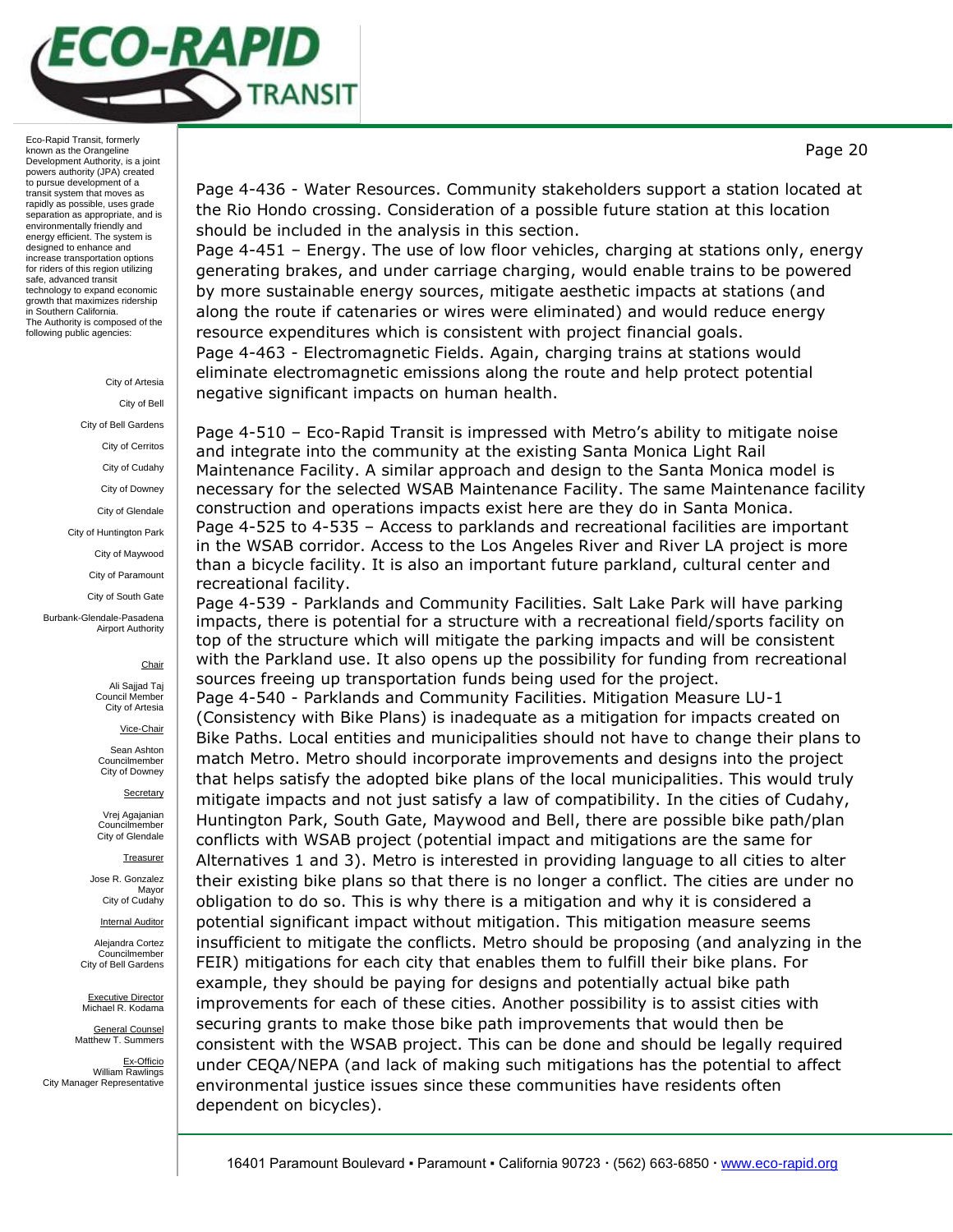Page 4-436 - Water Resources. Community stakeholders support a station located at the Rio Hondo crossing. Consideration of a possible future station at this location should be included in the analysis in this section.

Page 4-451 – Energy. The use of low floor vehicles, charging at stations only, energy generating brakes, and under carriage charging, would enable trains to be powered by more sustainable energy sources, mitigate aesthetic impacts at stations (and along the route if catenaries or wires were eliminated) and would reduce energy resource expenditures which is consistent with project financial goals.

Page 4-463 - Electromagnetic Fields. Again, charging trains at stations would eliminate electromagnetic emissions along the route and help protect potential negative significant impacts on human health.

Page 4-510 – Eco-Rapid Transit is impressed with Metro's ability to mitigate noise and integrate into the community at the existing Santa Monica Light Rail Maintenance Facility. A similar approach and design to the Santa Monica model is necessary for the selected WSAB Maintenance Facility. The same Maintenance facility construction and operations impacts exist here are they do in Santa Monica.

Page 4-525 to 4-535 – Access to parklands and recreational facilities are important in the WSAB corridor. Access to the Los Angeles River and River LA project is more than a bicycle facility. It is also an important future parkland, cultural center and recreational facility.

Page 4-539 - Parklands and Community Facilities. Salt Lake Park will have parking impacts, there is potential for a structure with a recreational field/sports facility on top of the structure which will mitigate the parking impacts and will be consistent with the Parkland use. It also opens up the possibility for funding from recreational sources freeing up transportation funds being used for the project.

Page 4-540 - Parklands and Community Facilities. Mitigation Measure LU-1 (Consistency with Bike Plans) is inadequate as a mitigation for impacts created on Bike Paths. Local entities and municipalities should not have to change their plans to match Metro. Metro should incorporate improvements and designs into the project that helps satisfy the adopted bike plans of the local municipalities. This would truly mitigate impacts and not just satisfy a law of compatibility. In the cities of Cudahy, Huntington Park, South Gate, Maywood and Bell, there are possible bike path/plan conflicts with WSAB project (potential impact and mitigations are the same for Alternatives 1 and 3). Metro is interested in providing language to all cities to alter their existing bike plans so that there is no longer a conflict. The cities are under no obligation to do so. This is why there is a mitigation and why it is considered a potential significant impact without mitigation. This mitigation measure seems insufficient to mitigate the conflicts. Metro should be proposing (and analyzing in the FEIR) mitigations for each city that enables them to fulfill their bike plans. For example, they should be paying for designs and potentially actual bike path improvements for each of these cities. Another possibility is to assist cities with securing grants to make those bike path improvements that would then be consistent with the WSAB project. This can be done and should be legally required under CEQA/NEPA (and lack of making such mitigations has the potential to affect environmental justice issues since these communities have residents often dependent on bicycles).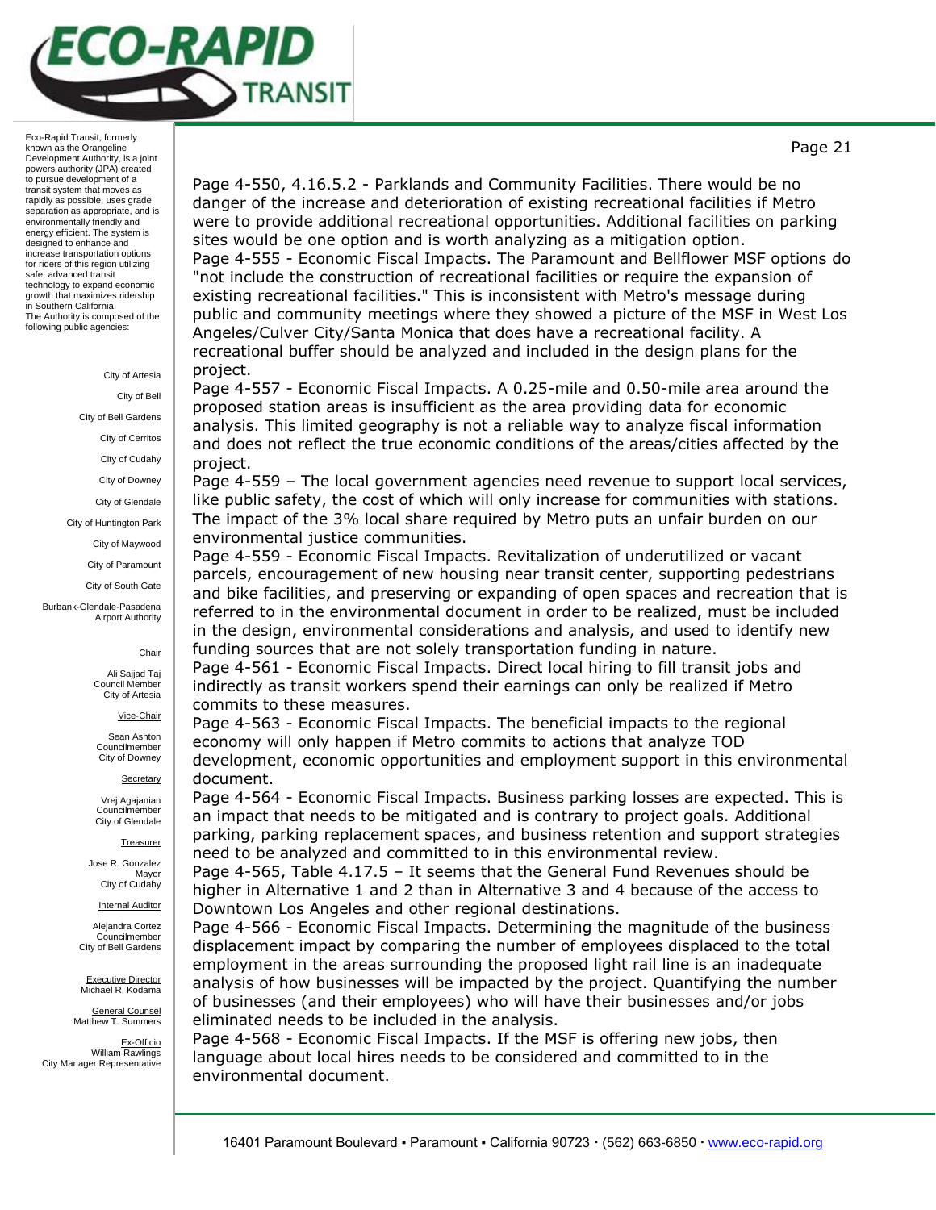Page 4-550, 4.16.5.2 - Parklands and Community Facilities. There would be no danger of the increase and deterioration of existing recreational facilities if Metro were to provide additional recreational opportunities. Additional facilities on parking sites would be one option and is worth analyzing as a mitigation option.

Page 4-555 - Economic Fiscal Impacts. The Paramount and Bellflower MSF options do "not include the construction of recreational facilities or require the expansion of existing recreational facilities." This is inconsistent with Metro's message during public and community meetings where they showed a picture of the MSF in West Los Angeles/Culver City/Santa Monica that does have a recreational facility. A recreational buffer should be analyzed and included in the design plans for the project.

Page 4-557 - Economic Fiscal Impacts. A 0.25-mile and 0.50-mile area around the proposed station areas is insufficient as the area providing data for economic analysis. This limited geography is not a reliable way to analyze fiscal information and does not reflect the true economic conditions of the areas/cities affected by the project.

Page 4-559 – The local government agencies need revenue to support local services, like public safety, the cost of which will only increase for communities with stations. The impact of the 3% local share required by Metro puts an unfair burden on our environmental justice communities.

Page 4-559 - Economic Fiscal Impacts. Revitalization of underutilized or vacant parcels, encouragement of new housing near transit center, supporting pedestrians and bike facilities, and preserving or expanding of open spaces and recreation that is referred to in the environmental document in order to be realized, must be included in the design, environmental considerations and analysis, and used to identify new funding sources that are not solely transportation funding in nature.

Page 4-561 - Economic Fiscal Impacts. Direct local hiring to fill transit jobs and indirectly as transit workers spend their earnings can only be realized if Metro commits to these measures.

Page 4-563 - Economic Fiscal Impacts. The beneficial impacts to the regional economy will only happen if Metro commits to actions that analyze TOD development, economic opportunities and employment support in this environmental document.

Page 4-564 - Economic Fiscal Impacts. Business parking losses are expected. This is an impact that needs to be mitigated and is contrary to project goals. Additional parking, parking replacement spaces, and business retention and support strategies need to be analyzed and committed to in this environmental review.

Page 4-565, Table 4.17.5 – It seems that the General Fund Revenues should be higher in Alternative 1 and 2 than in Alternative 3 and 4 because of the access to Downtown Los Angeles and other regional destinations.

Page 4-566 - Economic Fiscal Impacts. Determining the magnitude of the business displacement impact by comparing the number of employees displaced to the total employment in the areas surrounding the proposed light rail line is an inadequate analysis of how businesses will be impacted by the project. Quantifying the number of businesses (and their employees) who will have their businesses and/or jobs eliminated needs to be included in the analysis.

Page 4-568 - Economic Fiscal Impacts. If the MSF is offering new jobs, then language about local hires needs to be considered and committed to in the environmental document.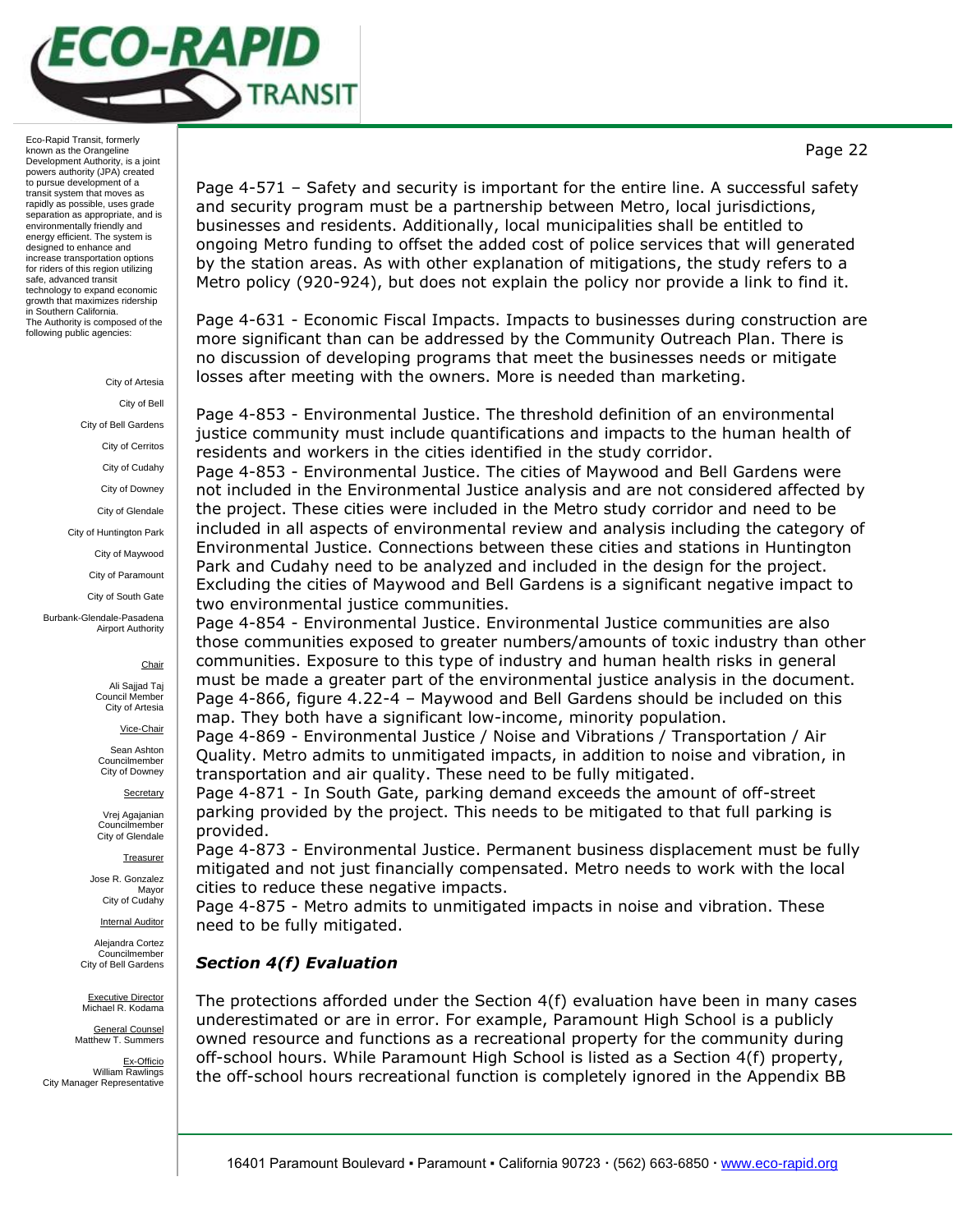Page 4-571 – Safety and security is important for the entire line. A successful safety and security program must be a partnership between Metro, local jurisdictions, businesses and residents. Additionally, local municipalities shall be entitled to ongoing Metro funding to offset the added cost of police services that will generated by the station areas. As with other explanation of mitigations, the study refers to a Metro policy (920-924), but does not explain the policy nor provide a link to find it.

Page 4-631 - Economic Fiscal Impacts. Impacts to businesses during construction are more significant than can be addressed by the Community Outreach Plan. There is no discussion of developing programs that meet the businesses needs or mitigate losses after meeting with the owners. More is needed than marketing.

Page 4-853 - Environmental Justice. The threshold definition of an environmental justice community must include quantifications and impacts to the human health of residents and workers in the cities identified in the study corridor.

Page 4-853 - Environmental Justice. The cities of Maywood and Bell Gardens were not included in the Environmental Justice analysis and are not considered affected by the project. These cities were included in the Metro study corridor and need to be included in all aspects of environmental review and analysis including the category of Environmental Justice. Connections between these cities and stations in Huntington Park and Cudahy need to be analyzed and included in the design for the project. Excluding the cities of Maywood and Bell Gardens is a significant negative impact to two environmental justice communities.

Page 4-854 - Environmental Justice. Environmental Justice communities are also those communities exposed to greater numbers/amounts of toxic industry than other communities. Exposure to this type of industry and human health risks in general must be made a greater part of the environmental justice analysis in the document.

Page 4-866, figure 4.22-4 – Maywood and Bell Gardens should be included on this map. They both have a significant low-income, minority population.

Page 4-869 - Environmental Justice / Noise and Vibrations / Transportation / Air Quality. Metro admits to unmitigated impacts, in addition to noise and vibration, in transportation and air quality. These need to be fully mitigated.

Page 4-871 - In South Gate, parking demand exceeds the amount of off-street parking provided by the project. This needs to be mitigated to that full parking is provided.

Page 4-873 - Environmental Justice. Permanent business displacement must be fully mitigated and not just financially compensated. Metro needs to work with the local cities to reduce these negative impacts.

Page 4-875 - Metro admits to unmitigated impacts in noise and vibration. These need to be fully mitigated.

### *Section 4(f) Evaluation*

The protections afforded under the Section 4(f) evaluation have been in many cases underestimated or are in error. For example, Paramount High School is a publicly owned resource and functions as a recreational property for the community during off-school hours. While Paramount High School is listed as a Section 4(f) property, the off-school hours recreational function is completely ignored in the Appendix BB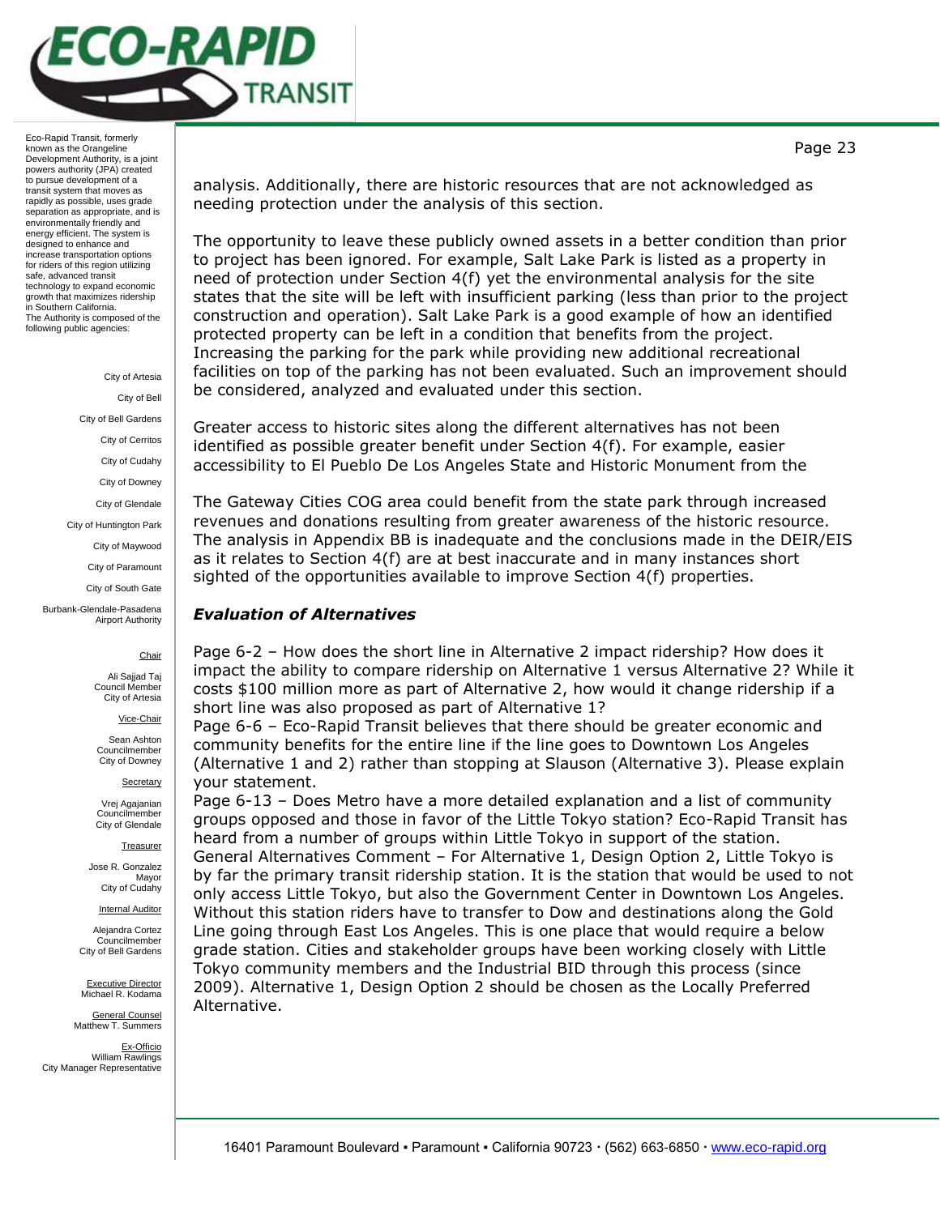analysis. Additionally, there are historic resources that are not acknowledged as needing protection under the analysis of this section.

The opportunity to leave these publicly owned assets in a better condition than prior to project has been ignored. For example, Salt Lake Park is listed as a property in need of protection under Section 4(f) yet the environmental analysis for the site states that the site will be left with insufficient parking (less than prior to the project construction and operation). Salt Lake Park is a good example of how an identified protected property can be left in a condition that benefits from the project. Increasing the parking for the park while providing new additional recreational facilities on top of the parking has not been evaluated. Such an improvement should be considered, analyzed and evaluated under this section.

Greater access to historic sites along the different alternatives has not been identified as possible greater benefit under Section 4(f). For example, easier accessibility to El Pueblo De Los Angeles State and Historic Monument from the

The Gateway Cities COG area could benefit from the state park through increased revenues and donations resulting from greater awareness of the historic resource. The analysis in Appendix BB is inadequate and the conclusions made in the DEIR/EIS as it relates to Section 4(f) are at best inaccurate and in many instances short sighted of the opportunities available to improve Section 4(f) properties.

### *Evaluation of Alternatives*

Page 6-2 – How does the short line in Alternative 2 impact ridership? How does it impact the ability to compare ridership on Alternative 1 versus Alternative 2? While it costs $100 million more as part of Alternative 2, how would it change ridership if a short line was also proposed as part of Alternative 1?

Page 6-6 – Eco-Rapid Transit believes that there should be greater economic and community benefits for the entire line if the line goes to Downtown Los Angeles (Alternative 1 and 2) rather than stopping at Slauson (Alternative 3). Please explain your statement.

Page 6-13 – Does Metro have a more detailed explanation and a list of community groups opposed and those in favor of the Little Tokyo station? Eco-Rapid Transit has heard from a number of groups within Little Tokyo in support of the station.

General Alternatives Comment – For Alternative 1, Design Option 2, Little Tokyo is by far the primary transit ridership station. It is the station that would be used to not only access Little Tokyo, but also the Government Center in Downtown Los Angeles. Without this station riders have to transfer to Dow and destinations along the Gold Line going through East Los Angeles. This is one place that would require a below grade station. Cities and stakeholder groups have been working closely with Little Tokyo community members and the Industrial BID through this process (since 2009). Alternative 1, Design Option 2 should be chosen as the Locally Preferred Alternative.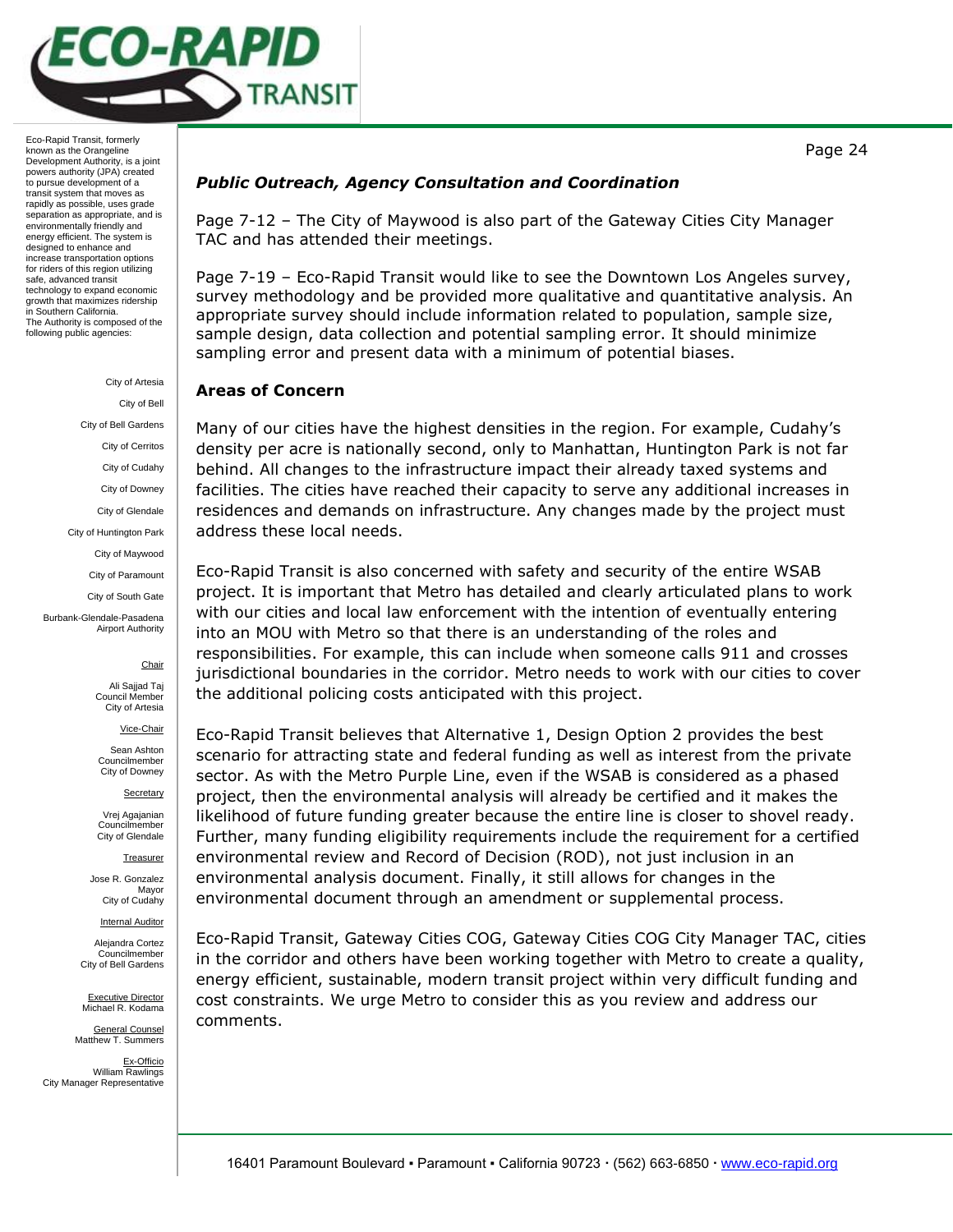*Public Outreach, Agency Consultation and Coordination*

Page 7-12 – The City of Maywood is also part of the Gateway Cities City Manager TAC and has attended their meetings.

Page 7-19 – Eco-Rapid Transit would like to see the Downtown Los Angeles survey, survey methodology and be provided more qualitative and quantitative analysis. An appropriate survey should include information related to population, sample size, sample design, data collection and potential sampling error. It should minimize sampling error and present data with a minimum of potential biases.

**Areas of Concern**

Many of our cities have the highest densities in the region. For example, Cudahy's density per acre is nationally second, only to Manhattan, Huntington Park is not far behind. All changes to the infrastructure impact their already taxed systems and facilities. The cities have reached their capacity to serve any additional increases in residences and demands on infrastructure. Any changes made by the project must address these local needs.

Eco-Rapid Transit is also concerned with safety and security of the entire WSAB project. It is important that Metro has detailed and clearly articulated plans to work with our cities and local law enforcement with the intention of eventually entering into an MOU with Metro so that there is an understanding of the roles and responsibilities. For example, this can include when someone calls 911 and crosses jurisdictional boundaries in the corridor. Metro needs to work with our cities to cover the additional policing costs anticipated with this project.

Eco-Rapid Transit believes that Alternative 1, Design Option 2 provides the best scenario for attracting state and federal funding as well as interest from the private sector. As with the Metro Purple Line, even if the WSAB is considered as a phased project, then the environmental analysis will already be certified and it makes the likelihood of future funding greater because the entire line is closer to shovel ready. Further, many funding eligibility requirements include the requirement for a certified environmental review and Record of Decision (ROD), not just inclusion in an environmental analysis document. Finally, it still allows for changes in the environmental document through an amendment or supplemental process.

Eco-Rapid Transit, Gateway Cities COG, Gateway Cities COG City Manager TAC, cities in the corridor and others have been working together with Metro to create a quality, energy efficient, sustainable, modern transit project within very difficult funding and cost constraints. We urge Metro to consider this as you review and address our comments.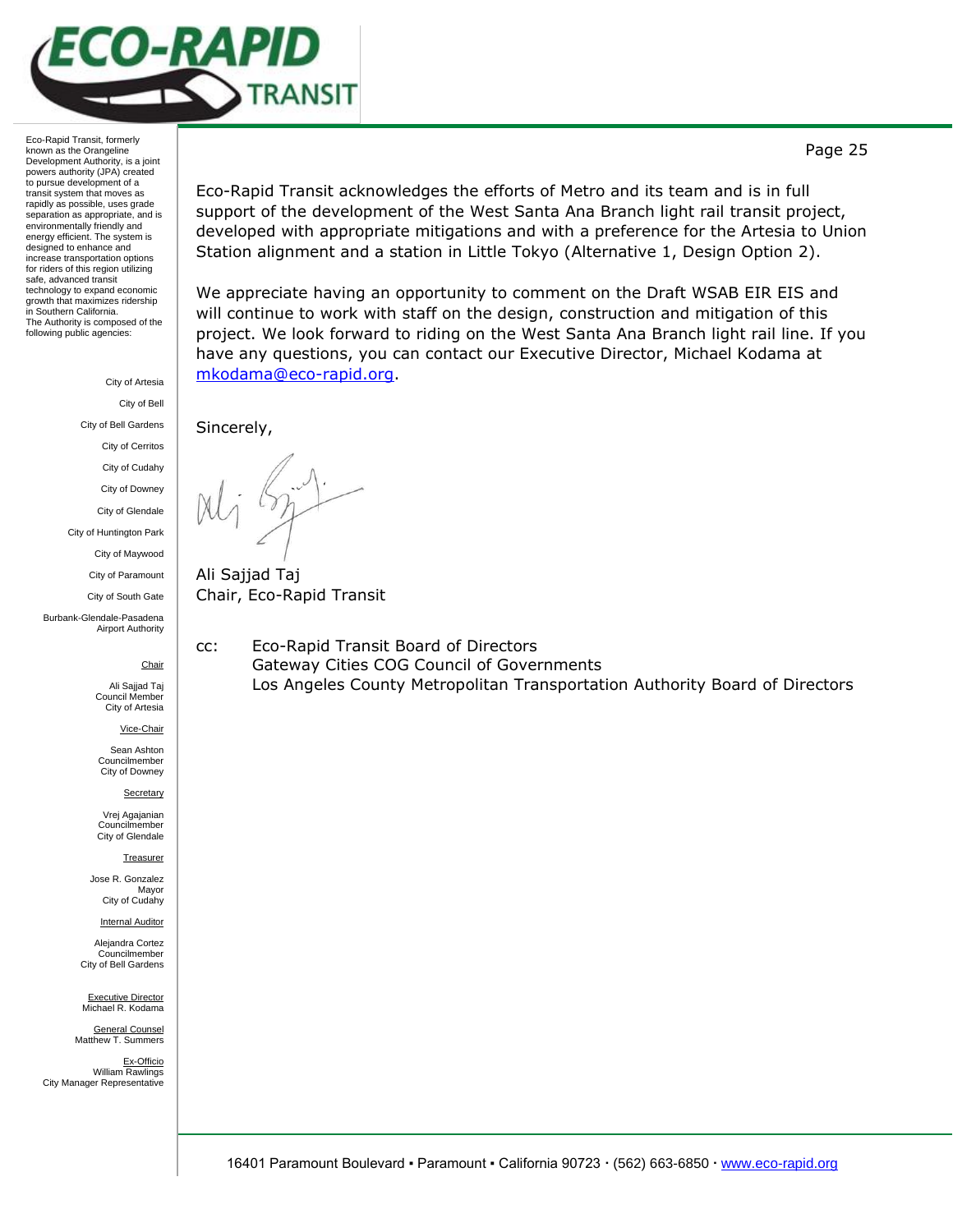**ECO-RAPID TRANSIT**

Eco-Rapid Transit, formerly known as the Orangeline Development Authority, is a joint powers authority (JPA) created to pursue development of a transit system that moves as rapidly as possible, uses grade separation as appropriate, and is environmentally friendly and energy efficient. The system is designed to enhance and increase transportation options for riders of this region utilizing safe, advanced transit technology to expand economic growth that maximizes ridership in Southern California. The Authority is composed of the following public agencies:

City of Artesia
City of Bell
City of Bell Gardens
City of Cerritos
City of Cudahy
City of Downey
City of Glendale
City of Huntington Park
City of Maywood
City of Paramount
City of South Gate
Burbank-Glendale-Pasadena Airport Authority

Chair
Ali Sajjad Taj
Council Member
City of Artesia

Vice-Chair
Sean Ashton
Councilmember
City of Downey

Secretary
Vrej Agajanian
Councilmember
City of Glendale

Treasurer
Jose R. Gonzalez
Mayor
City of Cudahy

Internal Auditor
Alejandra Cortez
Councilmember
City of Bell Gardens

Executive Director
Michael R. Kodama

General Counsel
Matthew T. Summers

Ex-Officio
William Rawlings
City Manager Representative

Page 25

Eco-Rapid Transit acknowledges the efforts of Metro and its team and is in full support of the development of the West Santa Ana Branch light rail transit project, developed with appropriate mitigations and with a preference for the Artesia to Union Station alignment and a station in Little Tokyo (Alternative 1, Design Option 2).

We appreciate having an opportunity to comment on the Draft WSAB EIR EIS and will continue to work with staff on the design, construction and mitigation of this project. We look forward to riding on the West Santa Ana Branch light rail line. If you have any questions, you can contact our Executive Director, Michael Kodama at mkodama@eco-rapid.org.

Sincerely,

Ali Sajjad Taj
Chair, Eco-Rapid Transit

cc: Eco-Rapid Transit Board of Directors
Gateway Cities COG Council of Governments
Los Angeles County Metropolitan Transportation Authority Board of Directors

16401 Paramount Boulevard ▪ Paramount ▪ California 90723 · (562) 663-6850 · www.eco-rapid.org